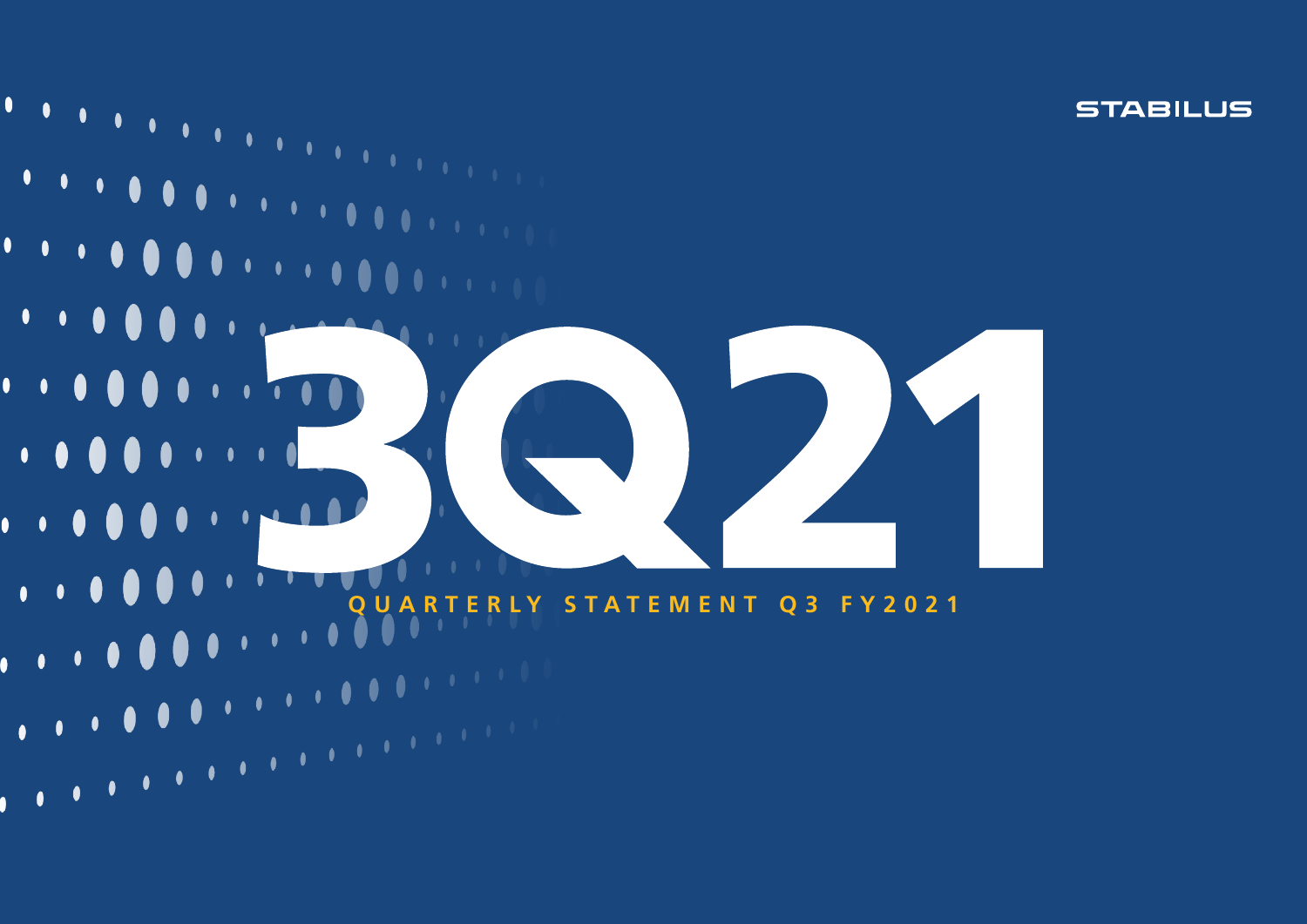STABILUS

# 3Q21

QUARTERLY STATEMENT Q3 FY2021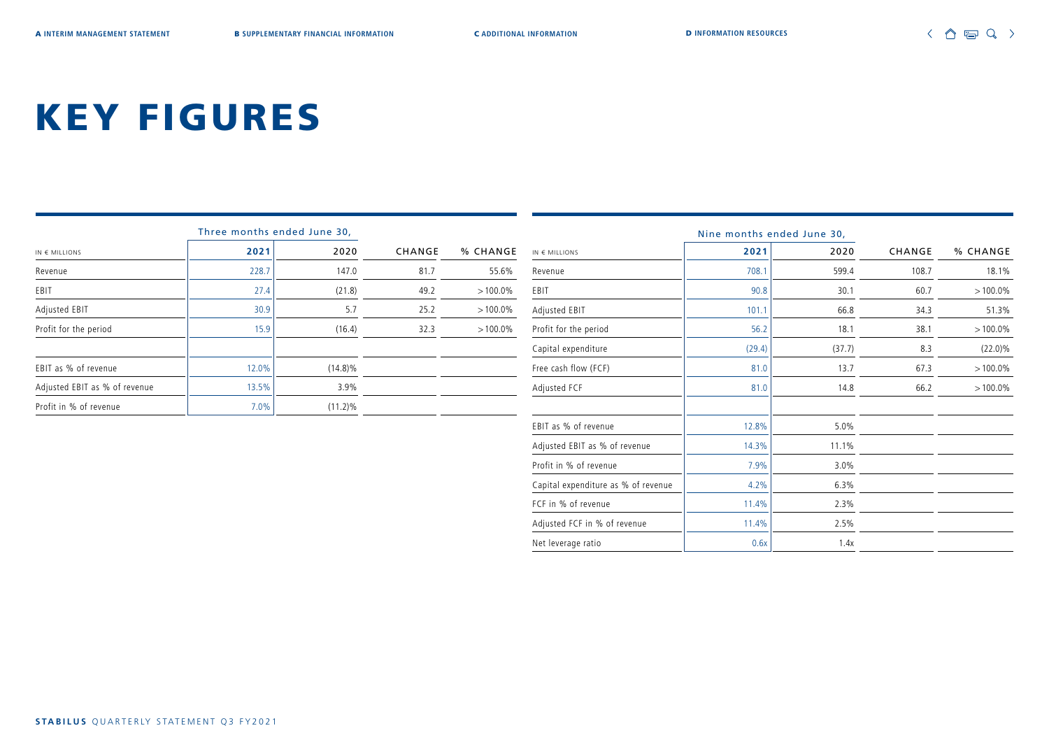# KEY FIGURES

| IN € MILLIONS | Three months ended June 30, 2021 | 2020 | CHANGE | % CHANGE |
|---|---|---|---|---|
| Revenue | 228.7 | 147.0 | 81.7 | 55.6% |
| EBIT | 27.4 | (21.8) | 49.2 | >100.0% |
| Adjusted EBIT | 30.9 | 5.7 | 25.2 | >100.0% |
| Profit for the period | 15.9 | (16.4) | 32.3 | >100.0% |
| | | | | |
| EBIT as % of revenue | 12.0% | (14.8)% | | |
| Adjusted EBIT as % of revenue | 13.5% | 3.9% | | |
| Profit in % of revenue | 7.0% | (11.2)% | | |

| IN € MILLIONS | Nine months ended June 30, 2021 | 2020 | CHANGE | % CHANGE |
|---|---|---|---|---|
| Revenue | 708.1 | 599.4 | 108.7 | 18.1% |
| EBIT | 90.8 | 30.1 | 60.7 | >100.0% |
| Adjusted EBIT | 101.1 | 66.8 | 34.3 | 51.3% |
| Profit for the period | 56.2 | 18.1 | 38.1 | >100.0% |
| Capital expenditure | (29.4) | (37.7) | 8.3 | (22.0)% |
| Free cash flow (FCF) | 81.0 | 13.7 | 67.3 | >100.0% |
| Adjusted FCF | 81.0 | 14.8 | 66.2 | >100.0% |
| | | | | |
| EBIT as % of revenue | 12.8% | 5.0% | | |
| Adjusted EBIT as % of revenue | 14.3% | 11.1% | | |
| Profit in % of revenue | 7.9% | 3.0% | | |
| Capital expenditure as % of revenue | 4.2% | 6.3% | | |
| FCF in % of revenue | 11.4% | 2.3% | | |
| Adjusted FCF in % of revenue | 11.4% | 2.5% | | |
| Net leverage ratio | 0.6x | 1.4x | | |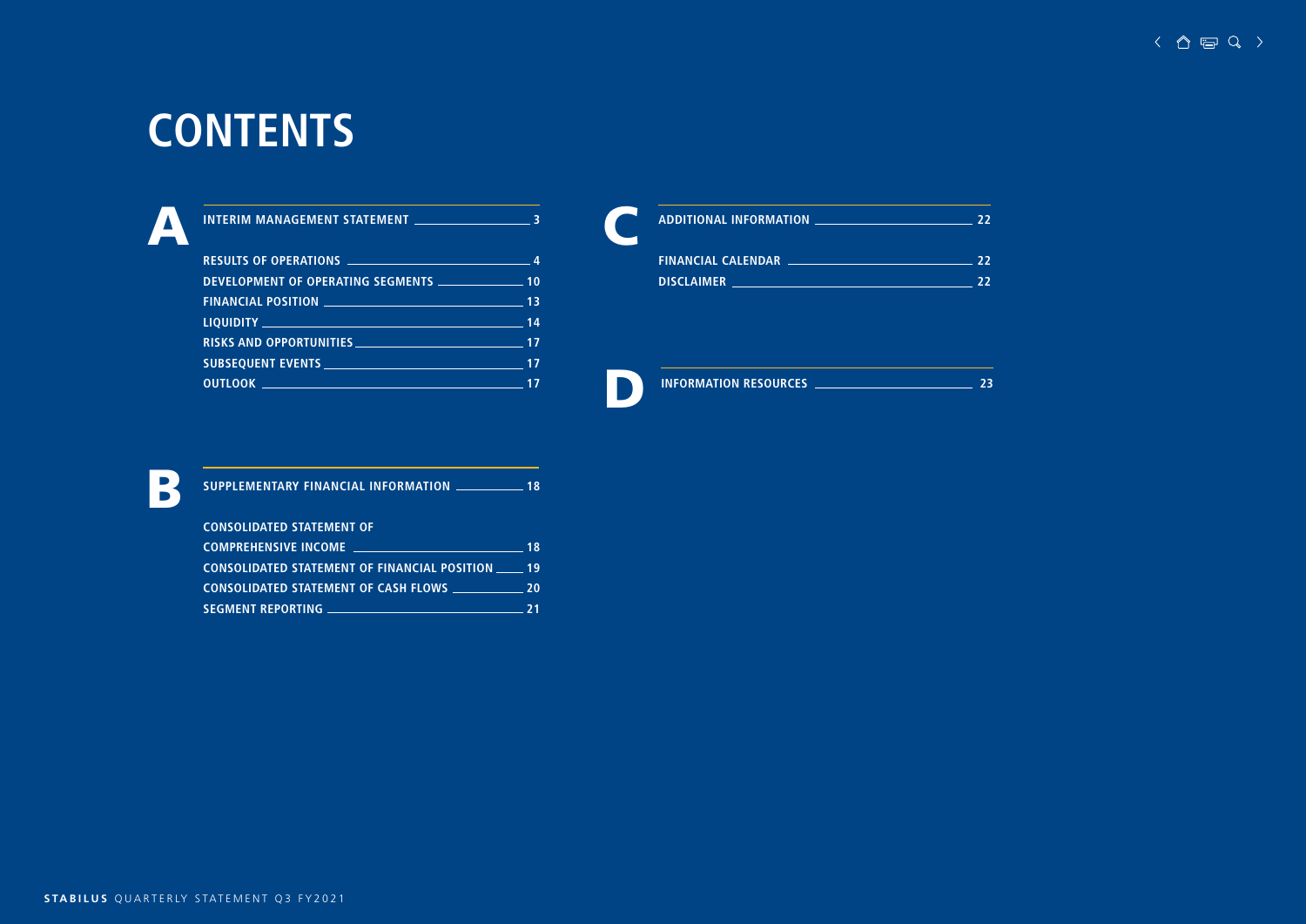# CONTENTS

## A

**INTERIM MANAGEMENT STATEMENT** — 3

- RESULTS OF OPERATIONS — 4
- DEVELOPMENT OF OPERATING SEGMENTS — 10
- FINANCIAL POSITION — 13
- LIQUIDITY — 14
- RISKS AND OPPORTUNITIES — 17
- SUBSEQUENT EVENTS — 17
- OUTLOOK — 17

## B

**SUPPLEMENTARY FINANCIAL INFORMATION** — 18

- CONSOLIDATED STATEMENT OF COMPREHENSIVE INCOME — 18
- CONSOLIDATED STATEMENT OF FINANCIAL POSITION — 19
- CONSOLIDATED STATEMENT OF CASH FLOWS — 20
- SEGMENT REPORTING — 21

## C

**ADDITIONAL INFORMATION** — 22

- FINANCIAL CALENDAR — 22
- DISCLAIMER — 22

## D

**INFORMATION RESOURCES** — 23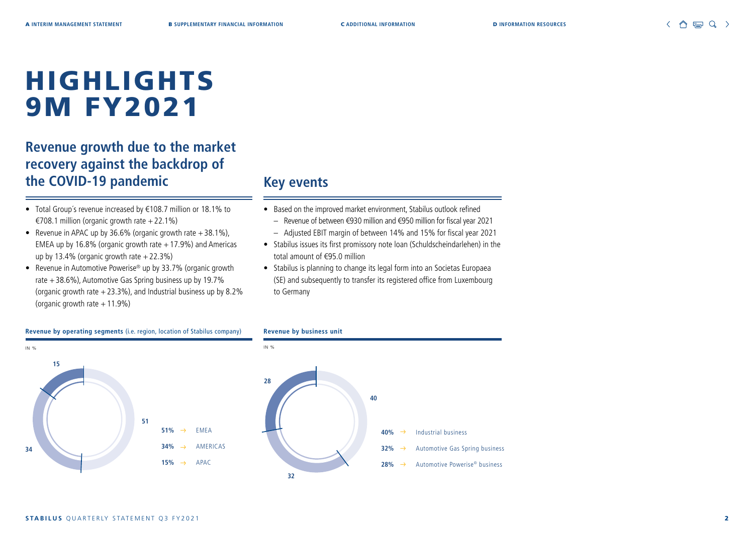# HIGHLIGHTS 9M FY2021

## Revenue growth due to the market recovery against the backdrop of the COVID-19 pandemic

- Total Group's revenue increased by €108.7 million or 18.1% to €708.1 million (organic growth rate +22.1%)
- Revenue in APAC up by 36.6% (organic growth rate +38.1%), EMEA up by 16.8% (organic growth rate +17.9%) and Americas up by 13.4% (organic growth rate +22.3%)
- Revenue in Automotive Powerise® up by 33.7% (organic growth rate +38.6%), Automotive Gas Spring business up by 19.7% (organic growth rate +23.3%), and Industrial business up by 8.2% (organic growth rate +11.9%)

## Key events

- Based on the improved market environment, Stabilus outlook refined
  - Revenue of between €930 million and €950 million for fiscal year 2021
  - Adjusted EBIT margin of between 14% and 15% for fiscal year 2021
- Stabilus issues its first promissory note loan (Schuldscheindarlehen) in the total amount of €95.0 million
- Stabilus is planning to change its legal form into an Societas Europaea (SE) and subsequently to transfer its registered office from Luxembourg to Germany

**Revenue by operating segments** (i.e. region, location of Stabilus company)

IN %

| % | Segment |
|---|---|
| 51% | EMEA |
| 34% | AMERICAS |
| 15% | APAC |

**Revenue by business unit**

IN %

| % | Business unit |
|---|---|
| 40% | Industrial business |
| 32% | Automotive Gas Spring business |
| 28% | Automotive Powerise® business |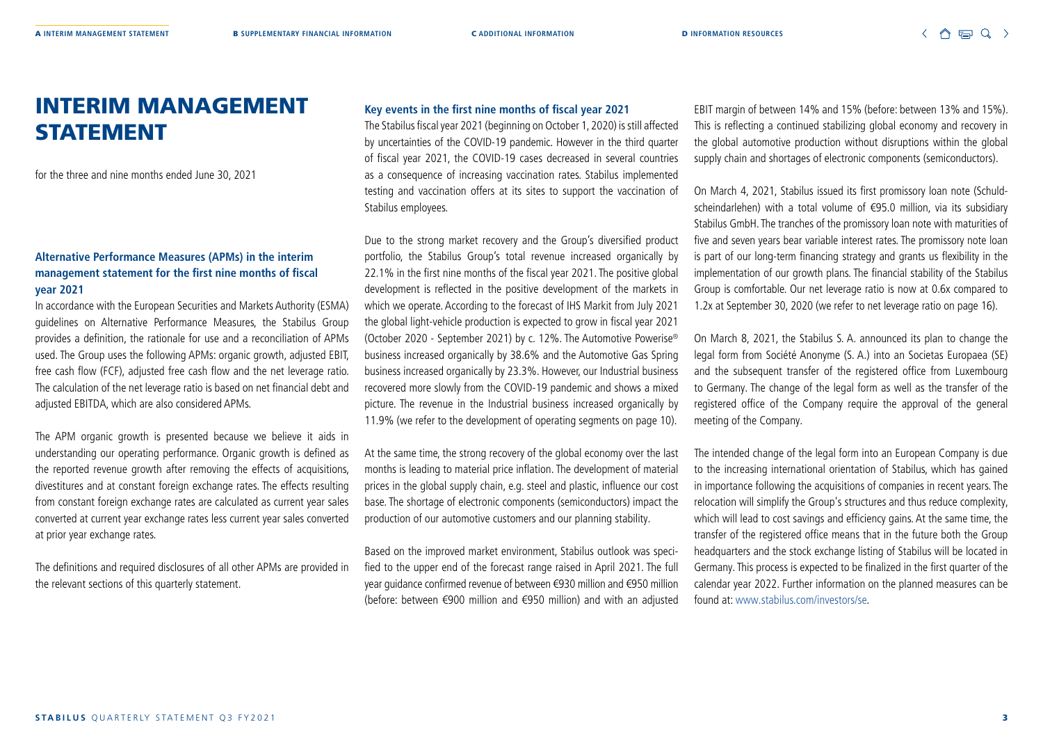# INTERIM MANAGEMENT STATEMENT

for the three and nine months ended June 30, 2021

### Alternative Performance Measures (APMs) in the interim management statement for the first nine months of fiscal year 2021

In accordance with the European Securities and Markets Authority (ESMA) guidelines on Alternative Performance Measures, the Stabilus Group provides a definition, the rationale for use and a reconciliation of APMs used. The Group uses the following APMs: organic growth, adjusted EBIT, free cash flow (FCF), adjusted free cash flow and the net leverage ratio. The calculation of the net leverage ratio is based on net financial debt and adjusted EBITDA, which are also considered APMs.

The APM organic growth is presented because we believe it aids in understanding our operating performance. Organic growth is defined as the reported revenue growth after removing the effects of acquisitions, divestitures and at constant foreign exchange rates. The effects resulting from constant foreign exchange rates are calculated as current year sales converted at current year exchange rates less current year sales converted at prior year exchange rates.

The definitions and required disclosures of all other APMs are provided in the relevant sections of this quarterly statement.

### Key events in the first nine months of fiscal year 2021

The Stabilus fiscal year 2021 (beginning on October 1, 2020) is still affected by uncertainties of the COVID-19 pandemic. However in the third quarter of fiscal year 2021, the COVID-19 cases decreased in several countries as a consequence of increasing vaccination rates. Stabilus implemented testing and vaccination offers at its sites to support the vaccination of Stabilus employees.

Due to the strong market recovery and the Group's diversified product portfolio, the Stabilus Group's total revenue increased organically by 22.1% in the first nine months of the fiscal year 2021. The positive global development is reflected in the positive development of the markets in which we operate. According to the forecast of IHS Markit from July 2021 the global light-vehicle production is expected to grow in fiscal year 2021 (October 2020 - September 2021) by c. 12%. The Automotive Powerise® business increased organically by 38.6% and the Automotive Gas Spring business increased organically by 23.3%. However, our Industrial business recovered more slowly from the COVID-19 pandemic and shows a mixed picture. The revenue in the Industrial business increased organically by 11.9% (we refer to the development of operating segments on page 10).

At the same time, the strong recovery of the global economy over the last months is leading to material price inflation. The development of material prices in the global supply chain, e.g. steel and plastic, influence our cost base. The shortage of electronic components (semiconductors) impact the production of our automotive customers and our planning stability.

Based on the improved market environment, Stabilus outlook was specified to the upper end of the forecast range raised in April 2021. The full year guidance confirmed revenue of between €930 million and €950 million (before: between €900 million and €950 million) and with an adjusted EBIT margin of between 14% and 15% (before: between 13% and 15%). This is reflecting a continued stabilizing global economy and recovery in the global automotive production without disruptions within the global supply chain and shortages of electronic components (semiconductors).

On March 4, 2021, Stabilus issued its first promissory loan note (Schuldscheindarlehen) with a total volume of €95.0 million, via its subsidiary Stabilus GmbH. The tranches of the promissory loan note with maturities of five and seven years bear variable interest rates. The promissory note loan is part of our long-term financing strategy and grants us flexibility in the implementation of our growth plans. The financial stability of the Stabilus Group is comfortable. Our net leverage ratio is now at 0.6x compared to 1.2x at September 30, 2020 (we refer to net leverage ratio on page 16).

On March 8, 2021, the Stabilus S. A. announced its plan to change the legal form from Société Anonyme (S. A.) into an Societas Europaea (SE) and the subsequent transfer of the registered office from Luxembourg to Germany. The change of the legal form as well as the transfer of the registered office of the Company require the approval of the general meeting of the Company.

The intended change of the legal form into an European Company is due to the increasing international orientation of Stabilus, which has gained in importance following the acquisitions of companies in recent years. The relocation will simplify the Group's structures and thus reduce complexity, which will lead to cost savings and efficiency gains. At the same time, the transfer of the registered office means that in the future both the Group headquarters and the stock exchange listing of Stabilus will be located in Germany. This process is expected to be finalized in the first quarter of the calendar year 2022. Further information on the planned measures can be found at: www.stabilus.com/investors/se.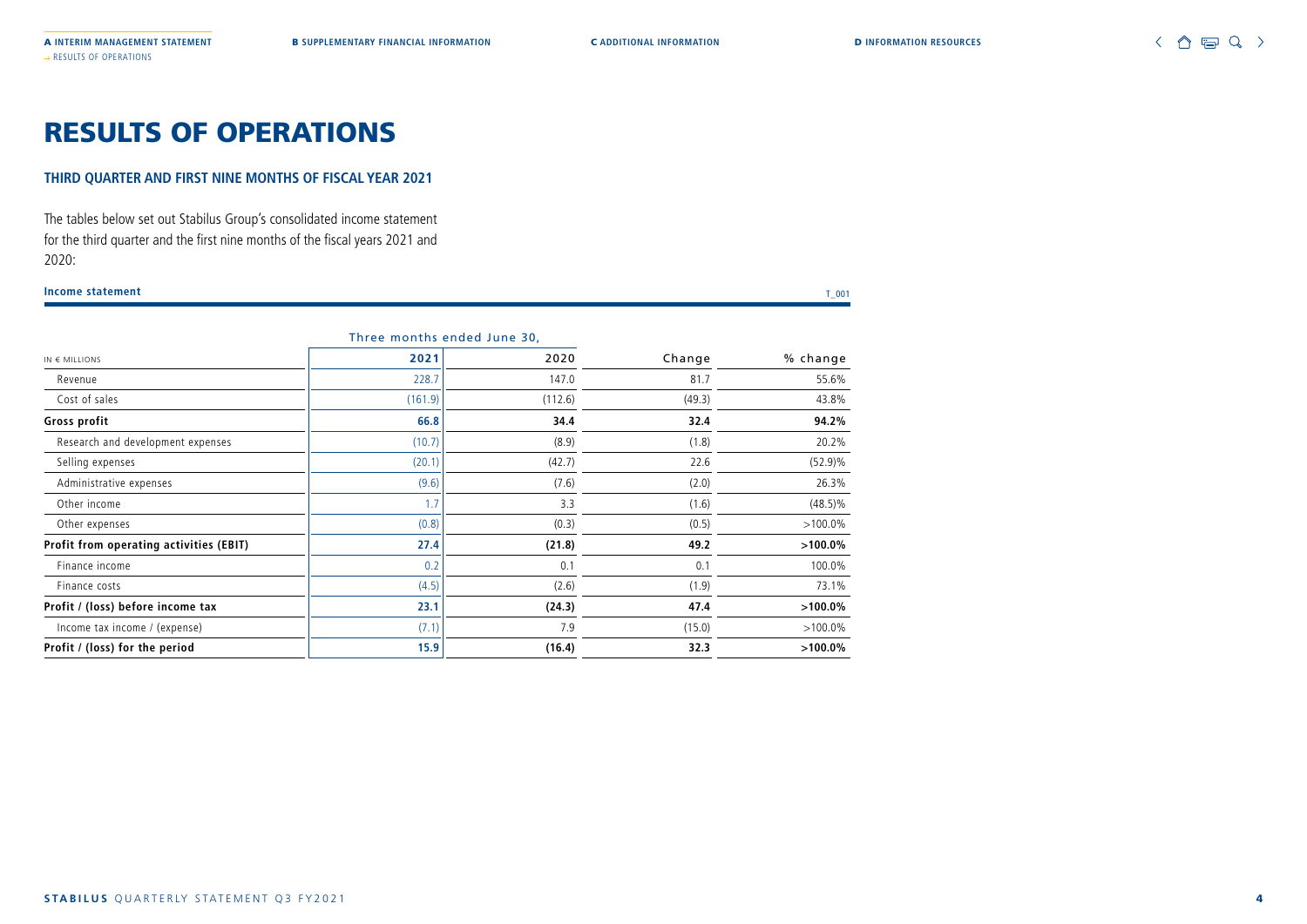# RESULTS OF OPERATIONS

## THIRD QUARTER AND FIRST NINE MONTHS OF FISCAL YEAR 2021

The tables below set out Stabilus Group's consolidated income statement for the third quarter and the first nine months of the fiscal years 2021 and 2020:

**Income statement** T_001

| IN € MILLIONS | Three months ended June 30, 2021 | 2020 | Change | % change |
|---|---|---|---|---|
| Revenue | 228.7 | 147.0 | 81.7 | 55.6% |
| Cost of sales | (161.9) | (112.6) | (49.3) | 43.8% |
| **Gross profit** | **66.8** | **34.4** | **32.4** | **94.2%** |
| Research and development expenses | (10.7) | (8.9) | (1.8) | 20.2% |
| Selling expenses | (20.1) | (42.7) | 22.6 | (52.9)% |
| Administrative expenses | (9.6) | (7.6) | (2.0) | 26.3% |
| Other income | 1.7 | 3.3 | (1.6) | (48.5)% |
| Other expenses | (0.8) | (0.3) | (0.5) | >100.0% |
| **Profit from operating activities (EBIT)** | **27.4** | **(21.8)** | **49.2** | **>100.0%** |
| Finance income | 0.2 | 0.1 | 0.1 | 100.0% |
| Finance costs | (4.5) | (2.6) | (1.9) | 73.1% |
| **Profit / (loss) before income tax** | **23.1** | **(24.3)** | **47.4** | **>100.0%** |
| Income tax income / (expense) | (7.1) | 7.9 | (15.0) | >100.0% |
| **Profit / (loss) for the period** | **15.9** | **(16.4)** | **32.3** | **>100.0%** |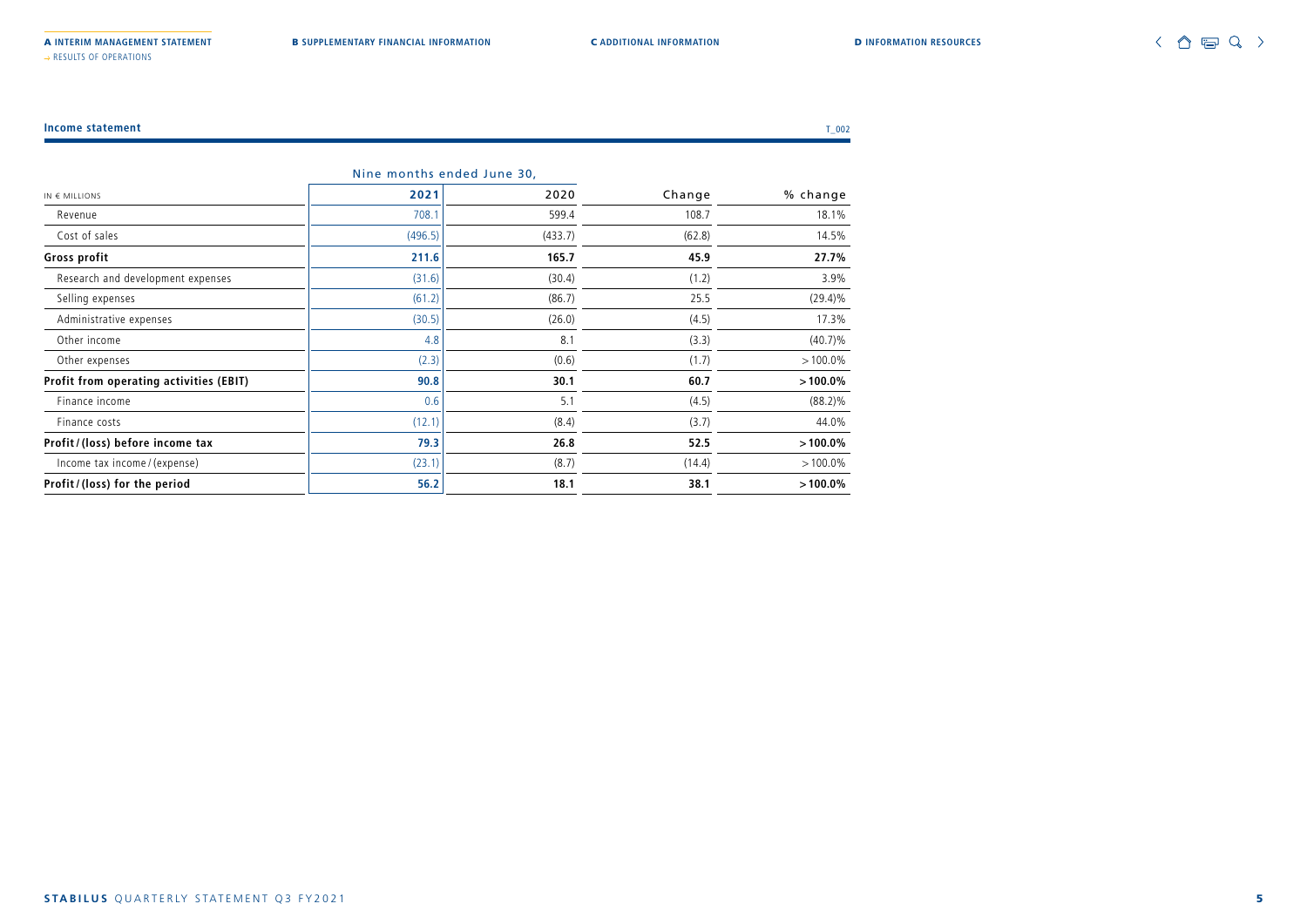**Income statement** T_002

| IN € MILLIONS | Nine months ended June 30, 2021 | 2020 | Change | % change |
|---|---|---|---|---|
| Revenue | 708.1 | 599.4 | 108.7 | 18.1% |
| Cost of sales | (496.5) | (433.7) | (62.8) | 14.5% |
| **Gross profit** | **211.6** | **165.7** | **45.9** | **27.7%** |
| Research and development expenses | (31.6) | (30.4) | (1.2) | 3.9% |
| Selling expenses | (61.2) | (86.7) | 25.5 | (29.4)% |
| Administrative expenses | (30.5) | (26.0) | (4.5) | 17.3% |
| Other income | 4.8 | 8.1 | (3.3) | (40.7)% |
| Other expenses | (2.3) | (0.6) | (1.7) | > 100.0% |
| **Profit from operating activities (EBIT)** | **90.8** | **30.1** | **60.7** | **> 100.0%** |
| Finance income | 0.6 | 5.1 | (4.5) | (88.2)% |
| Finance costs | (12.1) | (8.4) | (3.7) | 44.0% |
| **Profit / (loss) before income tax** | **79.3** | **26.8** | **52.5** | **> 100.0%** |
| Income tax income / (expense) | (23.1) | (8.7) | (14.4) | > 100.0% |
| **Profit / (loss) for the period** | **56.2** | **18.1** | **38.1** | **> 100.0%** |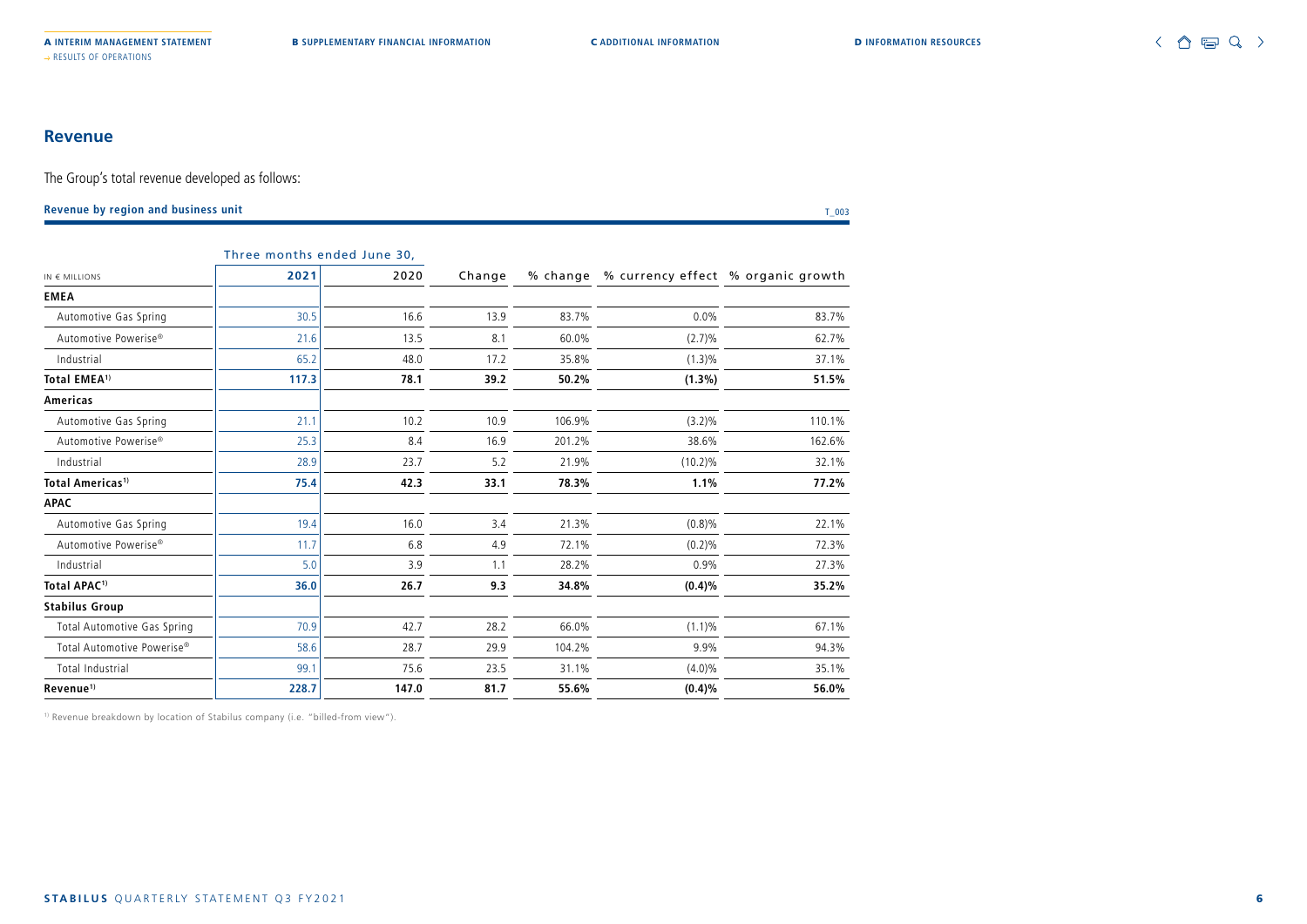## Revenue

The Group's total revenue developed as follows:

**Revenue by region and business unit** T_003

| IN € MILLIONS | Three months ended June 30, 2021 | 2020 | Change | % change | % currency effect | % organic growth |
|---|---|---|---|---|---|---|
| **EMEA** | | | | | | |
| Automotive Gas Spring | 30.5 | 16.6 | 13.9 | 83.7% | 0.0% | 83.7% |
| Automotive Powerise® | 21.6 | 13.5 | 8.1 | 60.0% | (2.7)% | 62.7% |
| Industrial | 65.2 | 48.0 | 17.2 | 35.8% | (1.3)% | 37.1% |
| **Total EMEA[1]** | **117.3** | **78.1** | **39.2** | **50.2%** | **(1.3%)** | **51.5%** |
| **Americas** | | | | | | |
| Automotive Gas Spring | 21.1 | 10.2 | 10.9 | 106.9% | (3.2)% | 110.1% |
| Automotive Powerise® | 25.3 | 8.4 | 16.9 | 201.2% | 38.6% | 162.6% |
| Industrial | 28.9 | 23.7 | 5.2 | 21.9% | (10.2)% | 32.1% |
| **Total Americas[1]** | **75.4** | **42.3** | **33.1** | **78.3%** | **1.1%** | **77.2%** |
| **APAC** | | | | | | |
| Automotive Gas Spring | 19.4 | 16.0 | 3.4 | 21.3% | (0.8)% | 22.1% |
| Automotive Powerise® | 11.7 | 6.8 | 4.9 | 72.1% | (0.2)% | 72.3% |
| Industrial | 5.0 | 3.9 | 1.1 | 28.2% | 0.9% | 27.3% |
| **Total APAC[1]** | **36.0** | **26.7** | **9.3** | **34.8%** | **(0.4)%** | **35.2%** |
| **Stabilus Group** | | | | | | |
| Total Automotive Gas Spring | 70.9 | 42.7 | 28.2 | 66.0% | (1.1)% | 67.1% |
| Total Automotive Powerise® | 58.6 | 28.7 | 29.9 | 104.2% | 9.9% | 94.3% |
| Total Industrial | 99.1 | 75.6 | 23.5 | 31.1% | (4.0)% | 35.1% |
| **Revenue[1]** | **228.7** | **147.0** | **81.7** | **55.6%** | **(0.4)%** | **56.0%** |

[1] Revenue breakdown by location of Stabilus company (i.e. "billed-from view").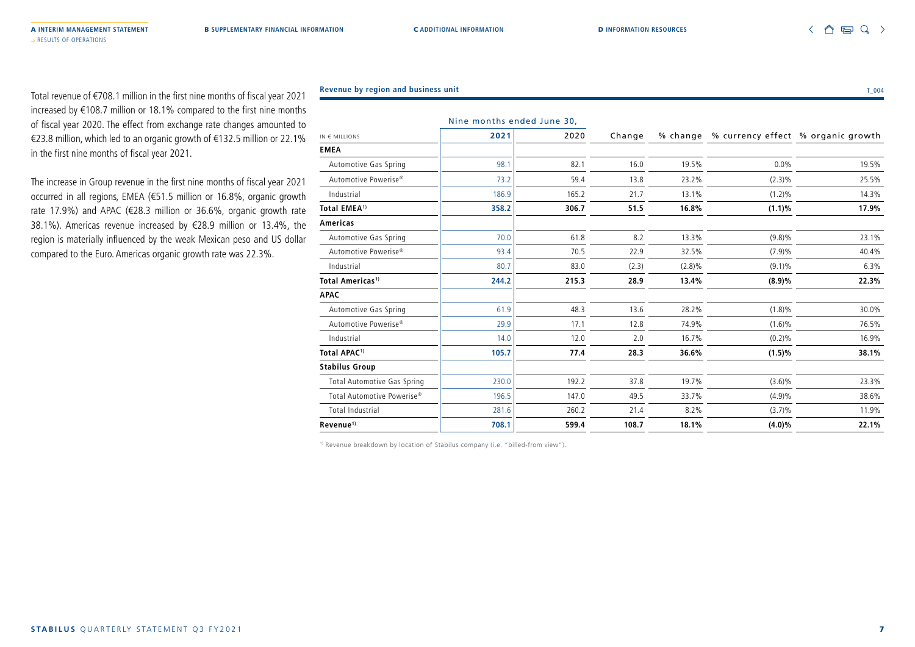Total revenue of €708.1 million in the first nine months of fiscal year 2021 increased by €108.7 million or 18.1% compared to the first nine months of fiscal year 2020. The effect from exchange rate changes amounted to €23.8 million, which led to an organic growth of €132.5 million or 22.1% in the first nine months of fiscal year 2021.

The increase in Group revenue in the first nine months of fiscal year 2021 occurred in all regions, EMEA (€51.5 million or 16.8%, organic growth rate 17.9%) and APAC (€28.3 million or 36.6%, organic growth rate 38.1%). Americas revenue increased by €28.9 million or 13.4%, the region is materially influenced by the weak Mexican peso and US dollar compared to the Euro. Americas organic growth rate was 22.3%.

**Revenue by region and business unit** T_004

| | Nine months ended June 30, | | | | | |
|---|---|---|---|---|---|---|
| IN € MILLIONS | 2021 | 2020 | Change | % change | % currency effect | % organic growth |
| **EMEA** | | | | | | |
| Automotive Gas Spring | 98.1 | 82.1 | 16.0 | 19.5% | 0.0% | 19.5% |
| Automotive Powerise® | 73.2 | 59.4 | 13.8 | 23.2% | (2.3)% | 25.5% |
| Industrial | 186.9 | 165.2 | 21.7 | 13.1% | (1.2)% | 14.3% |
| **Total EMEA[1]** | **358.2** | **306.7** | **51.5** | **16.8%** | **(1.1)%** | **17.9%** |
| **Americas** | | | | | | |
| Automotive Gas Spring | 70.0 | 61.8 | 8.2 | 13.3% | (9.8)% | 23.1% |
| Automotive Powerise® | 93.4 | 70.5 | 22.9 | 32.5% | (7.9)% | 40.4% |
| Industrial | 80.7 | 83.0 | (2.3) | (2.8)% | (9.1)% | 6.3% |
| **Total Americas[1]** | **244.2** | **215.3** | **28.9** | **13.4%** | **(8.9)%** | **22.3%** |
| **APAC** | | | | | | |
| Automotive Gas Spring | 61.9 | 48.3 | 13.6 | 28.2% | (1.8)% | 30.0% |
| Automotive Powerise® | 29.9 | 17.1 | 12.8 | 74.9% | (1.6)% | 76.5% |
| Industrial | 14.0 | 12.0 | 2.0 | 16.7% | (0.2)% | 16.9% |
| **Total APAC[1]** | **105.7** | **77.4** | **28.3** | **36.6%** | **(1.5)%** | **38.1%** |
| **Stabilus Group** | | | | | | |
| Total Automotive Gas Spring | 230.0 | 192.2 | 37.8 | 19.7% | (3.6)% | 23.3% |
| Total Automotive Powerise® | 196.5 | 147.0 | 49.5 | 33.7% | (4.9)% | 38.6% |
| Total Industrial | 281.6 | 260.2 | 21.4 | 8.2% | (3.7)% | 11.9% |
| **Revenue[1]** | **708.1** | **599.4** | **108.7** | **18.1%** | **(4.0)%** | **22.1%** |

[1] Revenue breakdown by location of Stabilus company (i.e. "billed-from view").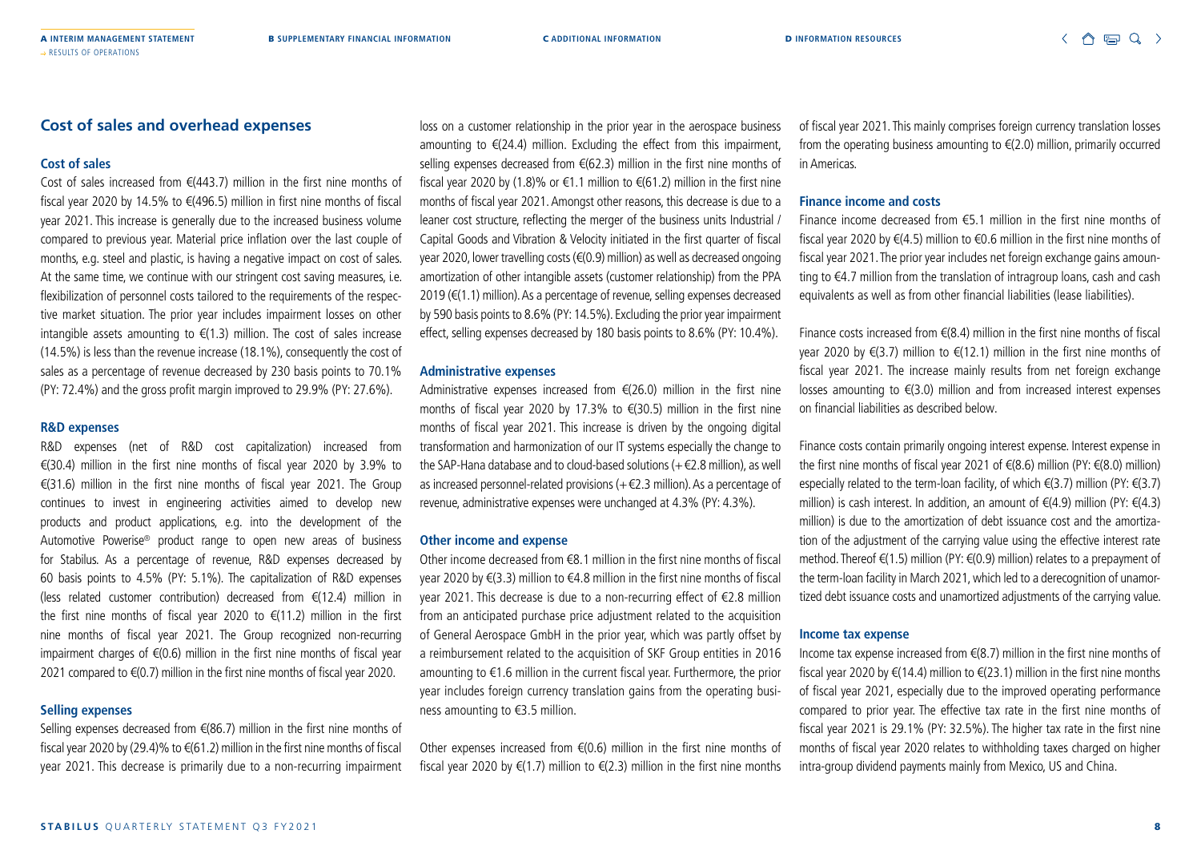## Cost of sales and overhead expenses

### Cost of sales

Cost of sales increased from €(443.7) million in the first nine months of fiscal year 2020 by 14.5% to €(496.5) million in first nine months of fiscal year 2021. This increase is generally due to the increased business volume compared to previous year. Material price inflation over the last couple of months, e.g. steel and plastic, is having a negative impact on cost of sales. At the same time, we continue with our stringent cost saving measures, i.e. flexibilization of personnel costs tailored to the requirements of the respective market situation. The prior year includes impairment losses on other intangible assets amounting to €(1.3) million. The cost of sales increase (14.5%) is less than the revenue increase (18.1%), consequently the cost of sales as a percentage of revenue decreased by 230 basis points to 70.1% (PY: 72.4%) and the gross profit margin improved to 29.9% (PY: 27.6%).

### R&D expenses

R&D expenses (net of R&D cost capitalization) increased from €(30.4) million in the first nine months of fiscal year 2020 by 3.9% to €(31.6) million in the first nine months of fiscal year 2021. The Group continues to invest in engineering activities aimed to develop new products and product applications, e.g. into the development of the Automotive Powerise® product range to open new areas of business for Stabilus. As a percentage of revenue, R&D expenses decreased by 60 basis points to 4.5% (PY: 5.1%). The capitalization of R&D expenses (less related customer contribution) decreased from €(12.4) million in the first nine months of fiscal year 2020 to €(11.2) million in the first nine months of fiscal year 2021. The Group recognized non-recurring impairment charges of €(0.6) million in the first nine months of fiscal year 2021 compared to €(0.7) million in the first nine months of fiscal year 2020.

### Selling expenses

Selling expenses decreased from €(86.7) million in the first nine months of fiscal year 2020 by (29.4)% to €(61.2) million in the first nine months of fiscal year 2021. This decrease is primarily due to a non-recurring impairment loss on a customer relationship in the prior year in the aerospace business amounting to €(24.4) million. Excluding the effect from this impairment, selling expenses decreased from €(62.3) million in the first nine months of fiscal year 2020 by (1.8)% or €1.1 million to €(61.2) million in the first nine months of fiscal year 2021. Amongst other reasons, this decrease is due to a leaner cost structure, reflecting the merger of the business units Industrial / Capital Goods and Vibration & Velocity initiated in the first quarter of fiscal year 2020, lower travelling costs (€(0.9) million) as well as decreased ongoing amortization of other intangible assets (customer relationship) from the PPA 2019 (€(1.1) million). As a percentage of revenue, selling expenses decreased by 590 basis points to 8.6% (PY: 14.5%). Excluding the prior year impairment effect, selling expenses decreased by 180 basis points to 8.6% (PY: 10.4%).

### Administrative expenses

Administrative expenses increased from €(26.0) million in the first nine months of fiscal year 2020 by 17.3% to €(30.5) million in the first nine months of fiscal year 2021. This increase is driven by the ongoing digital transformation and harmonization of our IT systems especially the change to the SAP-Hana database and to cloud-based solutions (+€2.8 million), as well as increased personnel-related provisions (+€2.3 million). As a percentage of revenue, administrative expenses were unchanged at 4.3% (PY: 4.3%).

### Other income and expense

Other income decreased from €8.1 million in the first nine months of fiscal year 2020 by €(3.3) million to €4.8 million in the first nine months of fiscal year 2021. This decrease is due to a non-recurring effect of €2.8 million from an anticipated purchase price adjustment related to the acquisition of General Aerospace GmbH in the prior year, which was partly offset by a reimbursement related to the acquisition of SKF Group entities in 2016 amounting to €1.6 million in the current fiscal year. Furthermore, the prior year includes foreign currency translation gains from the operating business amounting to €3.5 million.

Other expenses increased from €(0.6) million in the first nine months of fiscal year 2020 by €(1.7) million to €(2.3) million in the first nine months of fiscal year 2021. This mainly comprises foreign currency translation losses from the operating business amounting to €(2.0) million, primarily occurred in Americas.

### Finance income and costs

Finance income decreased from €5.1 million in the first nine months of fiscal year 2020 by €(4.5) million to €0.6 million in the first nine months of fiscal year 2021. The prior year includes net foreign exchange gains amounting to €4.7 million from the translation of intragroup loans, cash and cash equivalents as well as from other financial liabilities (lease liabilities).

Finance costs increased from €(8.4) million in the first nine months of fiscal year 2020 by €(3.7) million to €(12.1) million in the first nine months of fiscal year 2021. The increase mainly results from net foreign exchange losses amounting to €(3.0) million and from increased interest expenses on financial liabilities as described below.

Finance costs contain primarily ongoing interest expense. Interest expense in the first nine months of fiscal year 2021 of €(8.6) million (PY: €(8.0) million) especially related to the term-loan facility, of which €(3.7) million (PY: €(3.7) million) is cash interest. In addition, an amount of €(4.9) million (PY: €(4.3) million) is due to the amortization of debt issuance cost and the amortization of the adjustment of the carrying value using the effective interest rate method. Thereof €(1.5) million (PY: €(0.9) million) relates to a prepayment of the term-loan facility in March 2021, which led to a derecognition of unamortized debt issuance costs and unamortized adjustments of the carrying value.

### Income tax expense

Income tax expense increased from €(8.7) million in the first nine months of fiscal year 2020 by €(14.4) million to €(23.1) million in the first nine months of fiscal year 2021, especially due to the improved operating performance compared to prior year. The effective tax rate in the first nine months of fiscal year 2021 is 29.1% (PY: 32.5%). The higher tax rate in the first nine months of fiscal year 2020 relates to withholding taxes charged on higher intra-group dividend payments mainly from Mexico, US and China.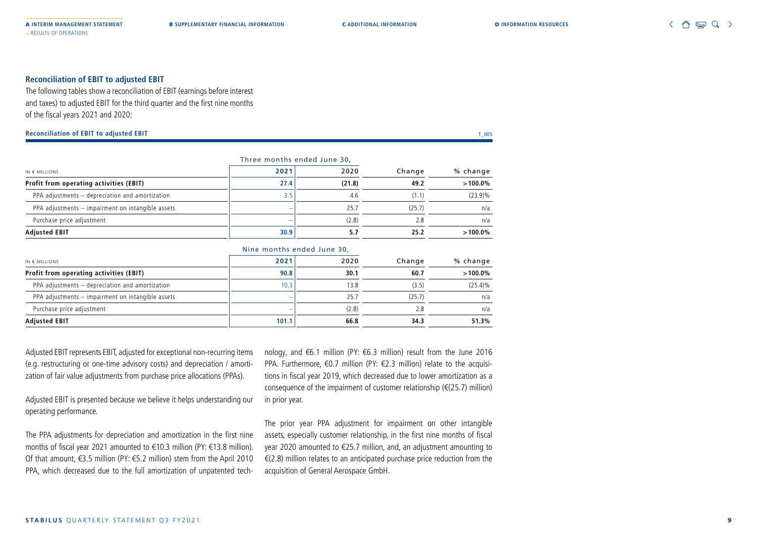## Reconciliation of EBIT to adjusted EBIT

The following tables show a reconciliation of EBIT (earnings before interest and taxes) to adjusted EBIT for the third quarter and the first nine months of the fiscal years 2021 and 2020:

**Reconciliation of EBIT to adjusted EBIT** T_005

| IN € MILLIONS | Three months ended June 30, 2021 | 2020 | Change | % change |
|---|---|---|---|---|
| **Profit from operating activities (EBIT)** | **27.4** | **(21.8)** | **49.2** | **>100.0%** |
| PPA adjustments – depreciation and amortization | 3.5 | 4.6 | (1.1) | (23.9)% |
| PPA adjustments – impairment on intangible assets | – | 25.7 | (25.7) | n/a |
| Purchase price adjustment | – | (2.8) | 2.8 | n/a |
| **Adjusted EBIT** | **30.9** | **5.7** | **25.2** | **>100.0%** |

| IN € MILLIONS | Nine months ended June 30, 2021 | 2020 | Change | % change |
|---|---|---|---|---|
| **Profit from operating activities (EBIT)** | **90.8** | **30.1** | **60.7** | **>100.0%** |
| PPA adjustments – depreciation and amortization | 10.3 | 13.8 | (3.5) | (25.4)% |
| PPA adjustments – impairment on intangible assets | – | 25.7 | (25.7) | n/a |
| Purchase price adjustment | – | (2.8) | 2.8 | n/a |
| **Adjusted EBIT** | **101.1** | **66.8** | **34.3** | **51.3%** |

Adjusted EBIT represents EBIT, adjusted for exceptional non-recurring items (e.g. restructuring or one-time advisory costs) and depreciation / amortization of fair value adjustments from purchase price allocations (PPAs).

Adjusted EBIT is presented because we believe it helps understanding our operating performance.

The PPA adjustments for depreciation and amortization in the first nine months of fiscal year 2021 amounted to €10.3 million (PY: €13.8 million). Of that amount, €3.5 million (PY: €5.2 million) stem from the April 2010 PPA, which decreased due to the full amortization of unpatented technology, and €6.1 million (PY: €6.3 million) result from the June 2016 PPA. Furthermore, €0.7 million (PY: €2.3 million) relate to the acquisitions in fiscal year 2019, which decreased due to lower amortization as a consequence of the impairment of customer relationship (€(25.7) million) in prior year.

The prior year PPA adjustment for impairment on other intangible assets, especially customer relationship, in the first nine months of fiscal year 2020 amounted to €25.7 million, and, an adjustment amounting to €(2.8) million relates to an anticipated purchase price reduction from the acquisition of General Aerospace GmbH.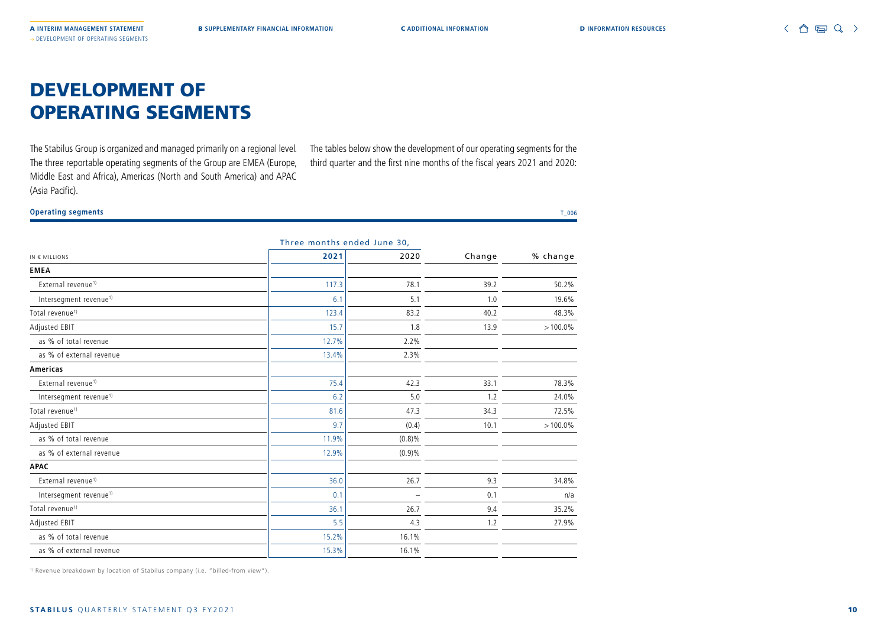# DEVELOPMENT OF OPERATING SEGMENTS

The Stabilus Group is organized and managed primarily on a regional level. The three reportable operating segments of the Group are EMEA (Europe, Middle East and Africa), Americas (North and South America) and APAC (Asia Pacific).

The tables below show the development of our operating segments for the third quarter and the first nine months of the fiscal years 2021 and 2020:

**Operating segments** T_006

| | Three months ended June 30, | | | |
|---|---|---|---|---|
| IN € MILLIONS | 2021 | 2020 | Change | % change |
| **EMEA** | | | | |
| External revenue[1] | 117.3 | 78.1 | 39.2 | 50.2% |
| Intersegment revenue[1] | 6.1 | 5.1 | 1.0 | 19.6% |
| Total revenue[1] | 123.4 | 83.2 | 40.2 | 48.3% |
| Adjusted EBIT | 15.7 | 1.8 | 13.9 | >100.0% |
| as % of total revenue | 12.7% | 2.2% | | |
| as % of external revenue | 13.4% | 2.3% | | |
| **Americas** | | | | |
| External revenue[1] | 75.4 | 42.3 | 33.1 | 78.3% |
| Intersegment revenue[1] | 6.2 | 5.0 | 1.2 | 24.0% |
| Total revenue[1] | 81.6 | 47.3 | 34.3 | 72.5% |
| Adjusted EBIT | 9.7 | (0.4) | 10.1 | >100.0% |
| as % of total revenue | 11.9% | (0.8)% | | |
| as % of external revenue | 12.9% | (0.9)% | | |
| **APAC** | | | | |
| External revenue[1] | 36.0 | 26.7 | 9.3 | 34.8% |
| Intersegment revenue[1] | 0.1 | – | 0.1 | n/a |
| Total revenue[1] | 36.1 | 26.7 | 9.4 | 35.2% |
| Adjusted EBIT | 5.5 | 4.3 | 1.2 | 27.9% |
| as % of total revenue | 15.2% | 16.1% | | |
| as % of external revenue | 15.3% | 16.1% | | |

[1] Revenue breakdown by location of Stabilus company (i.e. "billed-from view").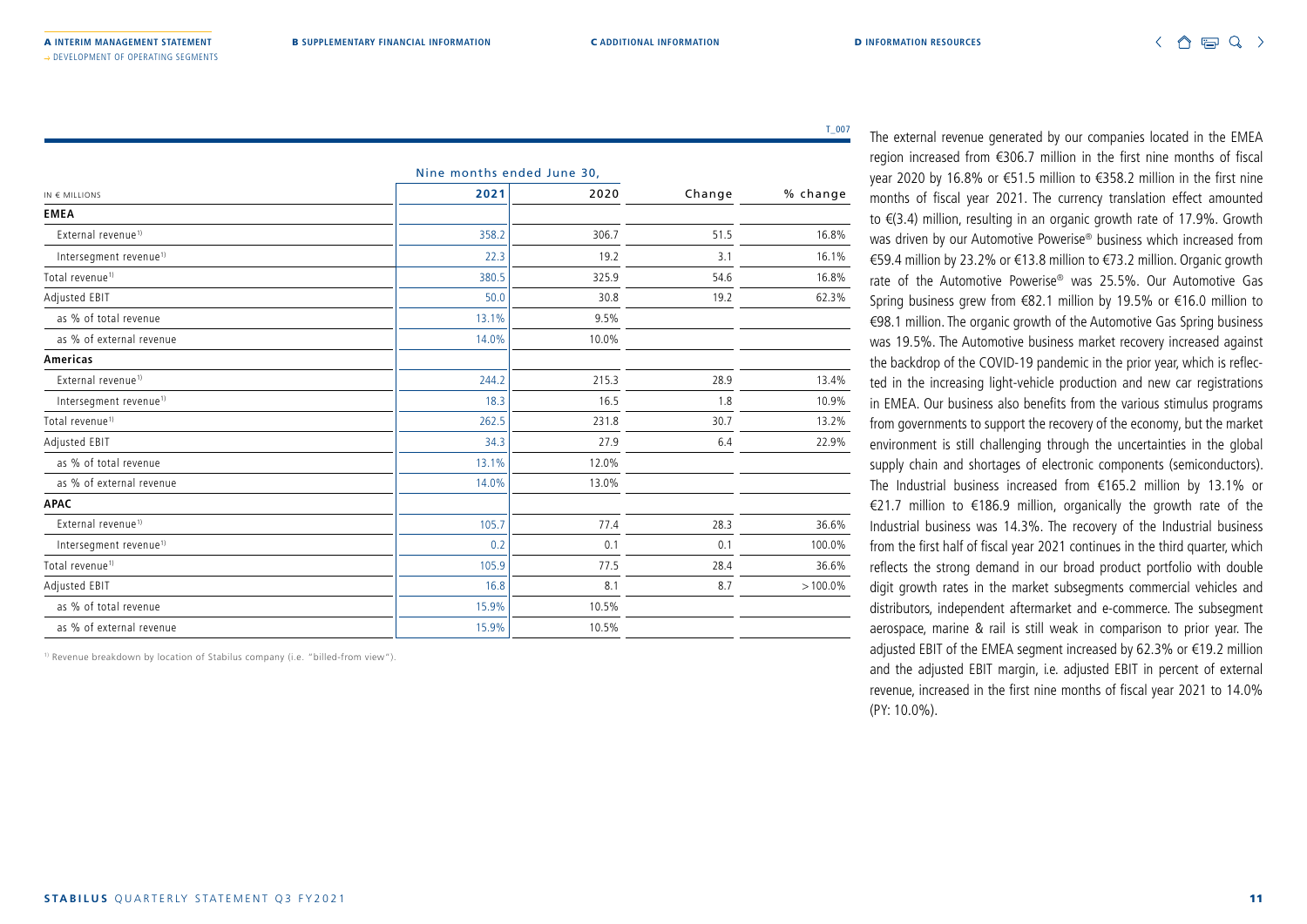T_007

| IN € MILLIONS | Nine months ended June 30, 2021 | 2020 | Change | % change |
|---|---|---|---|---|
| **EMEA** | | | | |
| External revenue[1] | 358.2 | 306.7 | 51.5 | 16.8% |
| Intersegment revenue[1] | 22.3 | 19.2 | 3.1 | 16.1% |
| Total revenue[1] | 380.5 | 325.9 | 54.6 | 16.8% |
| Adjusted EBIT | 50.0 | 30.8 | 19.2 | 62.3% |
| as % of total revenue | 13.1% | 9.5% | | |
| as % of external revenue | 14.0% | 10.0% | | |
| **Americas** | | | | |
| External revenue[1] | 244.2 | 215.3 | 28.9 | 13.4% |
| Intersegment revenue[1] | 18.3 | 16.5 | 1.8 | 10.9% |
| Total revenue[1] | 262.5 | 231.8 | 30.7 | 13.2% |
| Adjusted EBIT | 34.3 | 27.9 | 6.4 | 22.9% |
| as % of total revenue | 13.1% | 12.0% | | |
| as % of external revenue | 14.0% | 13.0% | | |
| **APAC** | | | | |
| External revenue[1] | 105.7 | 77.4 | 28.3 | 36.6% |
| Intersegment revenue[1] | 0.2 | 0.1 | 0.1 | 100.0% |
| Total revenue[1] | 105.9 | 77.5 | 28.4 | 36.6% |
| Adjusted EBIT | 16.8 | 8.1 | 8.7 | >100.0% |
| as % of total revenue | 15.9% | 10.5% | | |
| as % of external revenue | 15.9% | 10.5% | | |

[1] Revenue breakdown by location of Stabilus company (i.e. "billed-from view").

The external revenue generated by our companies located in the EMEA region increased from €306.7 million in the first nine months of fiscal year 2020 by 16.8% or €51.5 million to €358.2 million in the first nine months of fiscal year 2021. The currency translation effect amounted to €(3.4) million, resulting in an organic growth rate of 17.9%. Growth was driven by our Automotive Powerise® business which increased from €59.4 million by 23.2% or €13.8 million to €73.2 million. Organic growth rate of the Automotive Powerise® was 25.5%. Our Automotive Gas Spring business grew from €82.1 million by 19.5% or €16.0 million to €98.1 million. The organic growth of the Automotive Gas Spring business was 19.5%. The Automotive business market recovery increased against the backdrop of the COVID-19 pandemic in the prior year, which is reflected in the increasing light-vehicle production and new car registrations in EMEA. Our business also benefits from the various stimulus programs from governments to support the recovery of the economy, but the market environment is still challenging through the uncertainties in the global supply chain and shortages of electronic components (semiconductors). The Industrial business increased from €165.2 million by 13.1% or €21.7 million to €186.9 million, organically the growth rate of the Industrial business was 14.3%. The recovery of the Industrial business from the first half of fiscal year 2021 continues in the third quarter, which reflects the strong demand in our broad product portfolio with double digit growth rates in the market subsegments commercial vehicles and distributors, independent aftermarket and e-commerce. The subsegment aerospace, marine & rail is still weak in comparison to prior year. The adjusted EBIT of the EMEA segment increased by 62.3% or €19.2 million and the adjusted EBIT margin, i.e. adjusted EBIT in percent of external revenue, increased in the first nine months of fiscal year 2021 to 14.0% (PY: 10.0%).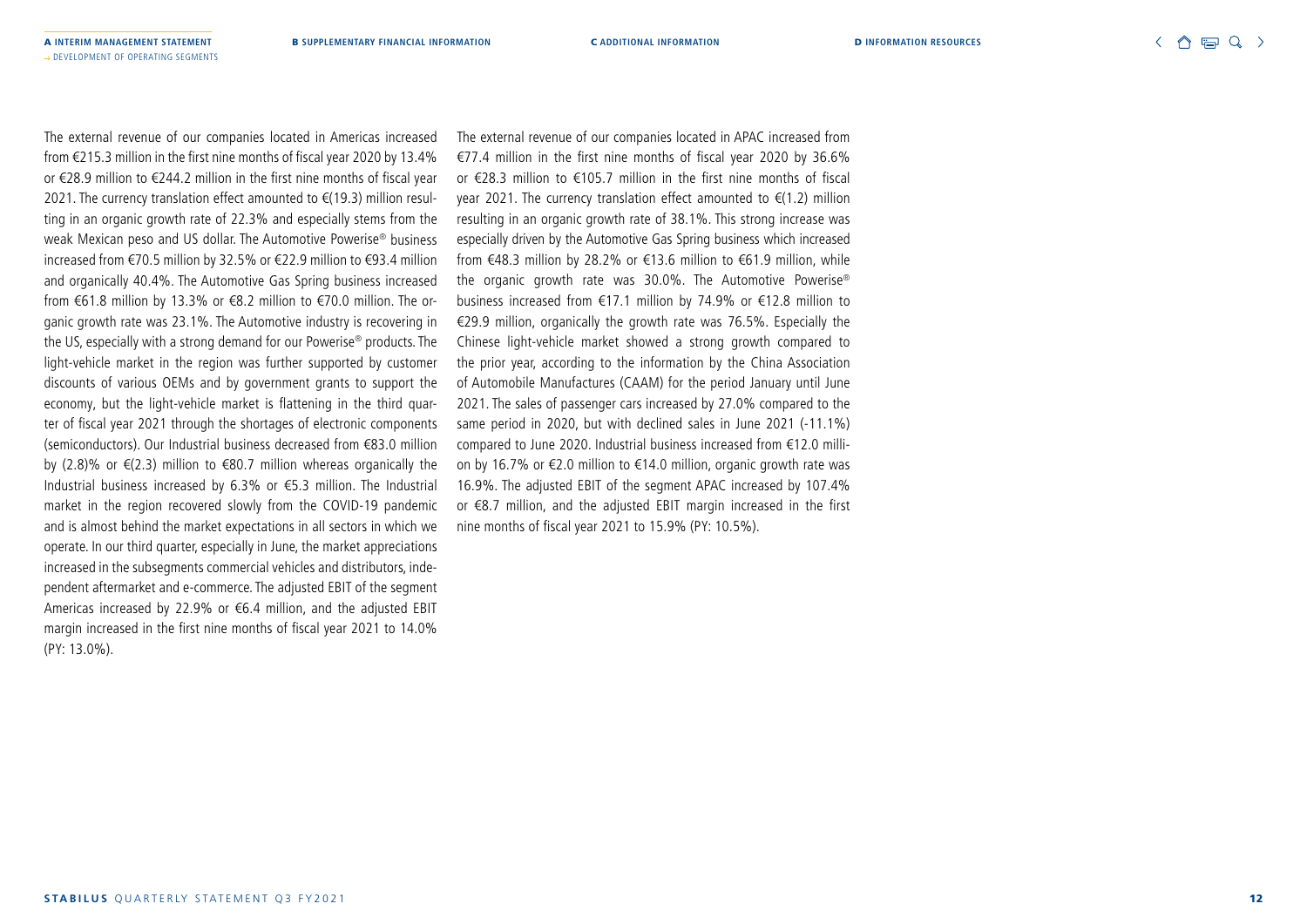The external revenue of our companies located in Americas increased from €215.3 million in the first nine months of fiscal year 2020 by 13.4% or €28.9 million to €244.2 million in the first nine months of fiscal year 2021. The currency translation effect amounted to €(19.3) million resulting in an organic growth rate of 22.3% and especially stems from the weak Mexican peso and US dollar. The Automotive Powerise® business increased from €70.5 million by 32.5% or €22.9 million to €93.4 million and organically 40.4%. The Automotive Gas Spring business increased from €61.8 million by 13.3% or €8.2 million to €70.0 million. The organic growth rate was 23.1%. The Automotive industry is recovering in the US, especially with a strong demand for our Powerise® products. The light-vehicle market in the region was further supported by customer discounts of various OEMs and by government grants to support the economy, but the light-vehicle market is flattening in the third quarter of fiscal year 2021 through the shortages of electronic components (semiconductors). Our Industrial business decreased from €83.0 million by (2.8)% or €(2.3) million to €80.7 million whereas organically the Industrial business increased by 6.3% or €5.3 million. The Industrial market in the region recovered slowly from the COVID-19 pandemic and is almost behind the market expectations in all sectors in which we operate. In our third quarter, especially in June, the market appreciations increased in the subsegments commercial vehicles and distributors, independent aftermarket and e-commerce. The adjusted EBIT of the segment Americas increased by 22.9% or €6.4 million, and the adjusted EBIT margin increased in the first nine months of fiscal year 2021 to 14.0% (PY: 13.0%).

The external revenue of our companies located in APAC increased from €77.4 million in the first nine months of fiscal year 2020 by 36.6% or €28.3 million to €105.7 million in the first nine months of fiscal year 2021. The currency translation effect amounted to €(1.2) million resulting in an organic growth rate of 38.1%. This strong increase was especially driven by the Automotive Gas Spring business which increased from €48.3 million by 28.2% or €13.6 million to €61.9 million, while the organic growth rate was 30.0%. The Automotive Powerise® business increased from €17.1 million by 74.9% or €12.8 million to €29.9 million, organically the growth rate was 76.5%. Especially the Chinese light-vehicle market showed a strong growth compared to the prior year, according to the information by the China Association of Automobile Manufactures (CAAM) for the period January until June 2021. The sales of passenger cars increased by 27.0% compared to the same period in 2020, but with declined sales in June 2021 (-11.1%) compared to June 2020. Industrial business increased from €12.0 million by 16.7% or €2.0 million to €14.0 million, organic growth rate was 16.9%. The adjusted EBIT of the segment APAC increased by 107.4% or €8.7 million, and the adjusted EBIT margin increased in the first nine months of fiscal year 2021 to 15.9% (PY: 10.5%).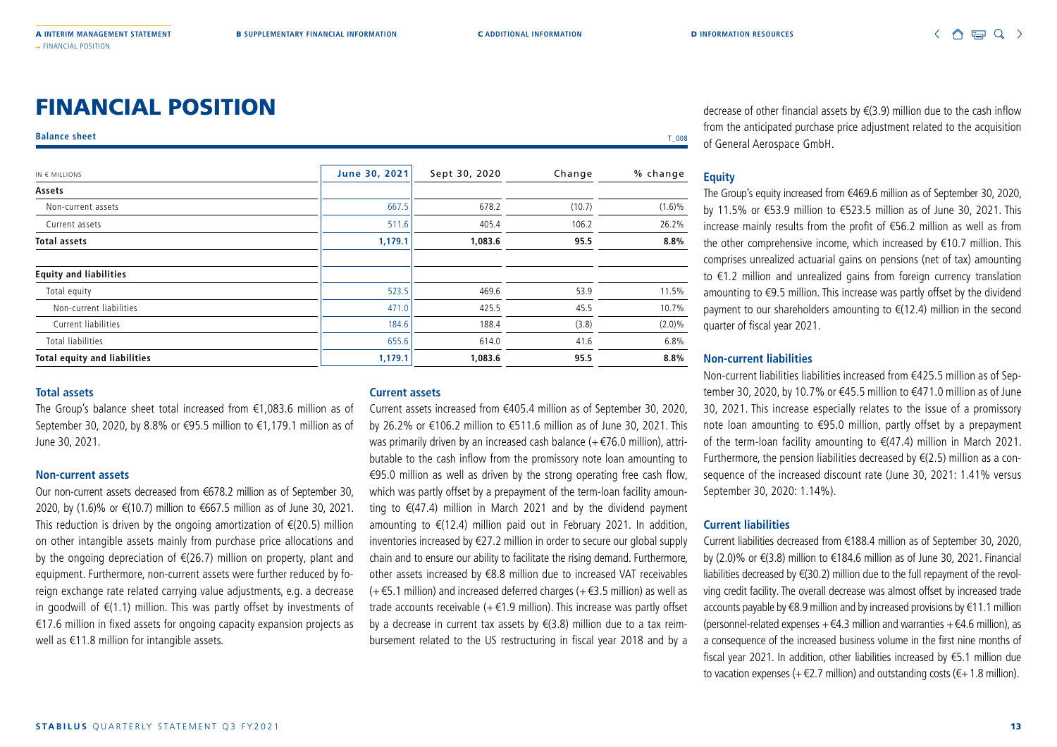# FINANCIAL POSITION

**Balance sheet** T_008

| IN € MILLIONS | June 30, 2021 | Sept 30, 2020 | Change | % change |
|---|---|---|---|---|
| **Assets** | | | | |
| Non-current assets | 667.5 | 678.2 | (10.7) | (1.6)% |
| Current assets | 511.6 | 405.4 | 106.2 | 26.2% |
| **Total assets** | **1,179.1** | **1,083.6** | **95.5** | **8.8%** |
| **Equity and liabilities** | | | | |
| Total equity | 523.5 | 469.6 | 53.9 | 11.5% |
| Non-current liabilities | 471.0 | 425.5 | 45.5 | 10.7% |
| Current liabilities | 184.6 | 188.4 | (3.8) | (2.0)% |
| Total liabilities | 655.6 | 614.0 | 41.6 | 6.8% |
| **Total equity and liabilities** | **1,179.1** | **1,083.6** | **95.5** | **8.8%** |

### Total assets

The Group's balance sheet total increased from €1,083.6 million as of September 30, 2020, by 8.8% or €95.5 million to €1,179.1 million as of June 30, 2021.

### Non-current assets

Our non-current assets decreased from €678.2 million as of September 30, 2020, by (1.6)% or €(10.7) million to €667.5 million as of June 30, 2021. This reduction is driven by the ongoing amortization of €(20.5) million on other intangible assets mainly from purchase price allocations and by the ongoing depreciation of €(26.7) million on property, plant and equipment. Furthermore, non-current assets were further reduced by foreign exchange rate related carrying value adjustments, e.g. a decrease in goodwill of €(1.1) million. This was partly offset by investments of €17.6 million in fixed assets for ongoing capacity expansion projects as well as €11.8 million for intangible assets.

### Current assets

Current assets increased from €405.4 million as of September 30, 2020, by 26.2% or €106.2 million to €511.6 million as of June 30, 2021. This was primarily driven by an increased cash balance (+€76.0 million), attributable to the cash inflow from the promissory note loan amounting to €95.0 million as well as driven by the strong operating free cash flow, which was partly offset by a prepayment of the term-loan facility amounting to €(47.4) million in March 2021 and by the dividend payment amounting to €(12.4) million paid out in February 2021. In addition, inventories increased by €27.2 million in order to secure our global supply chain and to ensure our ability to facilitate the rising demand. Furthermore, other assets increased by €8.8 million due to increased VAT receivables (+€5.1 million) and increased deferred charges (+€3.5 million) as well as trade accounts receivable (+€1.9 million). This increase was partly offset by a decrease in current tax assets by €(3.8) million due to a tax reimbursement related to the US restructuring in fiscal year 2018 and by a decrease of other financial assets by €(3.9) million due to the cash inflow from the anticipated purchase price adjustment related to the acquisition of General Aerospace GmbH.

### Equity

The Group's equity increased from €469.6 million as of September 30, 2020, by 11.5% or €53.9 million to €523.5 million as of June 30, 2021. This increase mainly results from the profit of €56.2 million as well as from the other comprehensive income, which increased by €10.7 million. This comprises unrealized actuarial gains on pensions (net of tax) amounting to €1.2 million and unrealized gains from foreign currency translation amounting to €9.5 million. This increase was partly offset by the dividend payment to our shareholders amounting to €(12.4) million in the second quarter of fiscal year 2021.

### Non-current liabilities

Non-current liabilities liabilities increased from €425.5 million as of September 30, 2020, by 10.7% or €45.5 million to €471.0 million as of June 30, 2021. This increase especially relates to the issue of a promissory note loan amounting to €95.0 million, partly offset by a prepayment of the term-loan facility amounting to €(47.4) million in March 2021. Furthermore, the pension liabilities decreased by €(2.5) million as a consequence of the increased discount rate (June 30, 2021: 1.41% versus September 30, 2020: 1.14%).

### Current liabilities

Current liabilities decreased from €188.4 million as of September 30, 2020, by (2.0)% or €(3.8) million to €184.6 million as of June 30, 2021. Financial liabilities decreased by €(30.2) million due to the full repayment of the revolving credit facility. The overall decrease was almost offset by increased trade accounts payable by €8.9 million and by increased provisions by €11.1 million (personnel-related expenses +€4.3 million and warranties +€4.6 million), as a consequence of the increased business volume in the first nine months of fiscal year 2021. In addition, other liabilities increased by €5.1 million due to vacation expenses (+€2.7 million) and outstanding costs (€+1.8 million).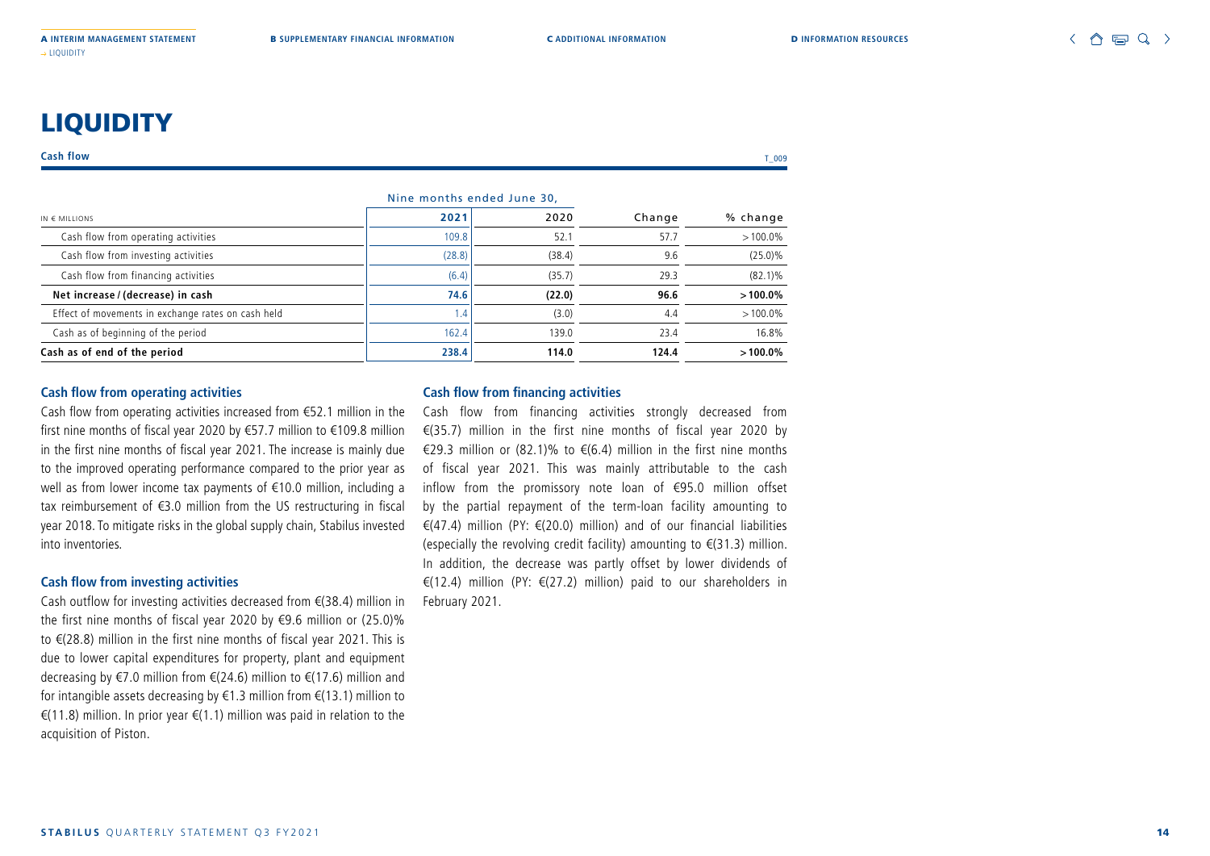# LIQUIDITY

**Cash flow** T_009

| IN € MILLIONS | Nine months ended June 30, 2021 | 2020 | Change | % change |
|---|---|---|---|---|
| Cash flow from operating activities | 109.8 | 52.1 | 57.7 | > 100.0% |
| Cash flow from investing activities | (28.8) | (38.4) | 9.6 | (25.0)% |
| Cash flow from financing activities | (6.4) | (35.7) | 29.3 | (82.1)% |
| **Net increase / (decrease) in cash** | **74.6** | **(22.0)** | **96.6** | **> 100.0%** |
| Effect of movements in exchange rates on cash held | 1.4 | (3.0) | 4.4 | > 100.0% |
| Cash as of beginning of the period | 162.4 | 139.0 | 23.4 | 16.8% |
| **Cash as of end of the period** | **238.4** | **114.0** | **124.4** | **> 100.0%** |

### Cash flow from operating activities

Cash flow from operating activities increased from €52.1 million in the first nine months of fiscal year 2020 by €57.7 million to €109.8 million in the first nine months of fiscal year 2021. The increase is mainly due to the improved operating performance compared to the prior year as well as from lower income tax payments of €10.0 million, including a tax reimbursement of €3.0 million from the US restructuring in fiscal year 2018. To mitigate risks in the global supply chain, Stabilus invested into inventories.

### Cash flow from investing activities

Cash outflow for investing activities decreased from €(38.4) million in the first nine months of fiscal year 2020 by €9.6 million or (25.0)% to €(28.8) million in the first nine months of fiscal year 2021. This is due to lower capital expenditures for property, plant and equipment decreasing by €7.0 million from €(24.6) million to €(17.6) million and for intangible assets decreasing by €1.3 million from €(13.1) million to €(11.8) million. In prior year €(1.1) million was paid in relation to the acquisition of Piston.

### Cash flow from financing activities

Cash flow from financing activities strongly decreased from €(35.7) million in the first nine months of fiscal year 2020 by €29.3 million or (82.1)% to €(6.4) million in the first nine months of fiscal year 2021. This was mainly attributable to the cash inflow from the promissory note loan of €95.0 million offset by the partial repayment of the term-loan facility amounting to €(47.4) million (PY: €(20.0) million) and of our financial liabilities (especially the revolving credit facility) amounting to €(31.3) million. In addition, the decrease was partly offset by lower dividends of €(12.4) million (PY: €(27.2) million) paid to our shareholders in February 2021.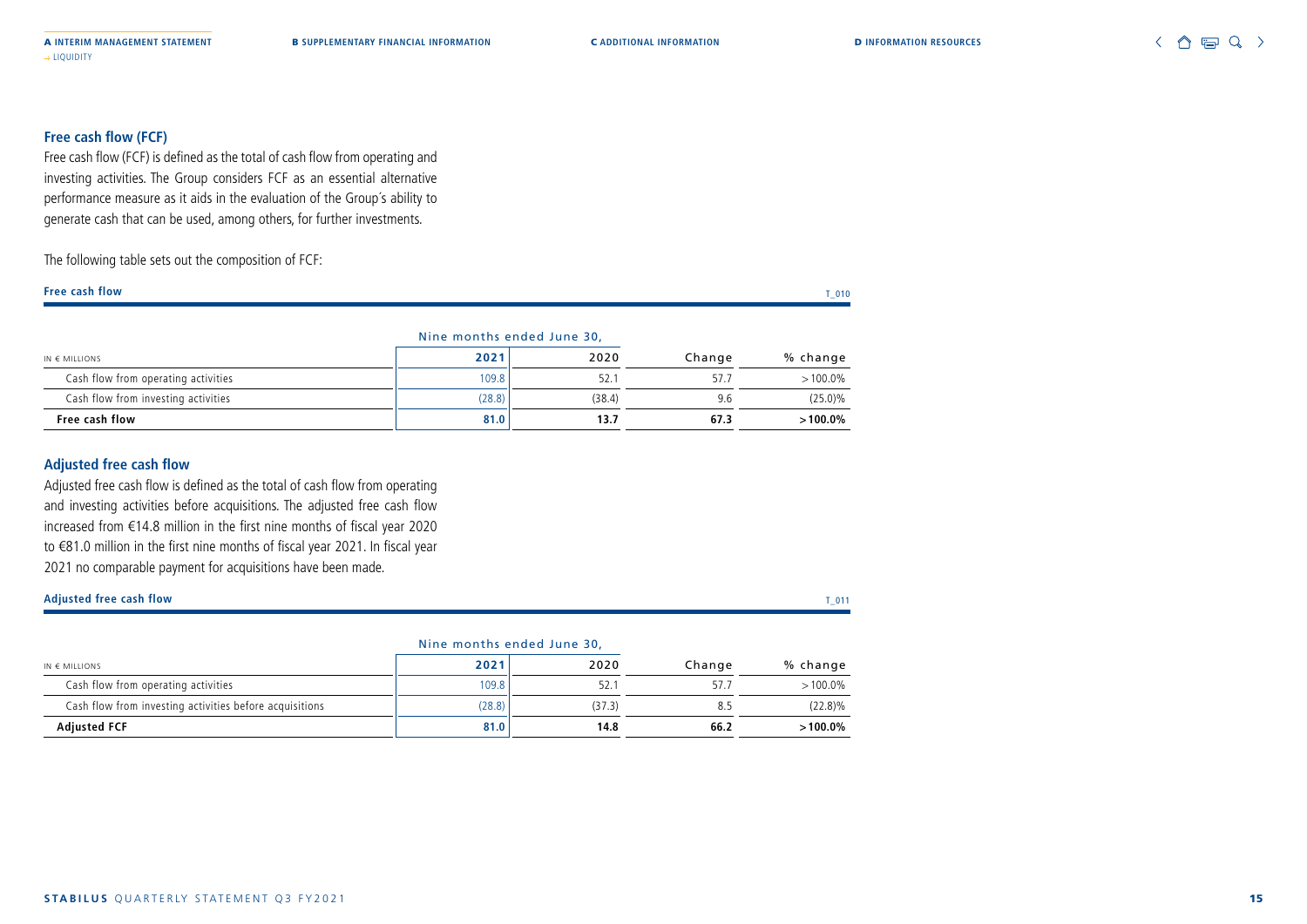### Free cash flow (FCF)

Free cash flow (FCF) is defined as the total of cash flow from operating and investing activities. The Group considers FCF as an essential alternative performance measure as it aids in the evaluation of the Group´s ability to generate cash that can be used, among others, for further investments.

The following table sets out the composition of FCF:

**Free cash flow** T_010

| IN € MILLIONS | Nine months ended June 30, 2021 | 2020 | Change | % change |
|---|---|---|---|---|
| Cash flow from operating activities | 109.8 | 52.1 | 57.7 | > 100.0% |
| Cash flow from investing activities | (28.8) | (38.4) | 9.6 | (25.0)% |
| **Free cash flow** | **81.0** | **13.7** | **67.3** | **> 100.0%** |

### Adjusted free cash flow

Adjusted free cash flow is defined as the total of cash flow from operating and investing activities before acquisitions. The adjusted free cash flow increased from €14.8 million in the first nine months of fiscal year 2020 to €81.0 million in the first nine months of fiscal year 2021. In fiscal year 2021 no comparable payment for acquisitions have been made.

**Adjusted free cash flow** T_011

| IN € MILLIONS | Nine months ended June 30, 2021 | 2020 | Change | % change |
|---|---|---|---|---|
| Cash flow from operating activities | 109.8 | 52.1 | 57.7 | > 100.0% |
| Cash flow from investing activities before acquisitions | (28.8) | (37.3) | 8.5 | (22.8)% |
| **Adjusted FCF** | **81.0** | **14.8** | **66.2** | **> 100.0%** |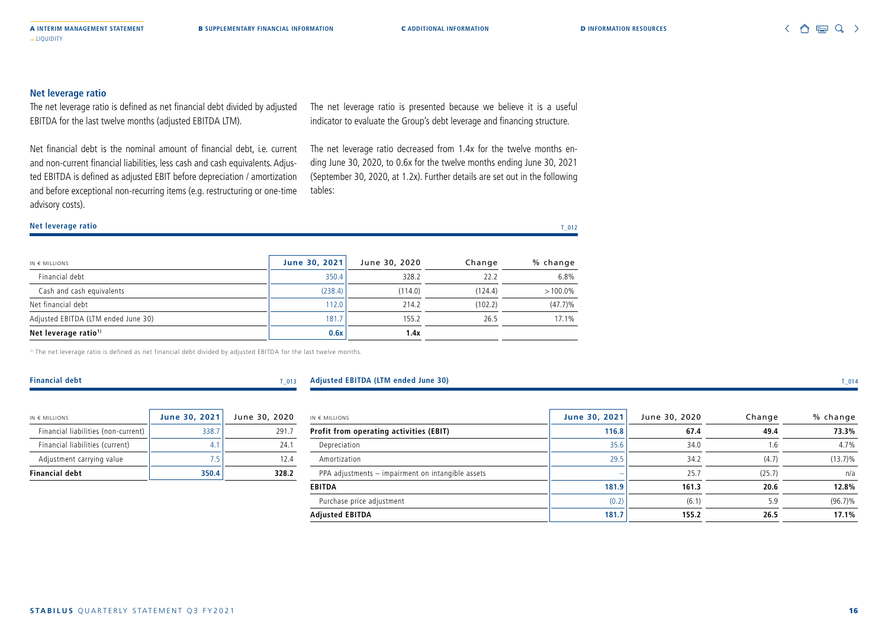## Net leverage ratio

The net leverage ratio is defined as net financial debt divided by adjusted EBITDA for the last twelve months (adjusted EBITDA LTM).

Net financial debt is the nominal amount of financial debt, i.e. current and non-current financial liabilities, less cash and cash equivalents. Adjusted EBITDA is defined as adjusted EBIT before depreciation / amortization and before exceptional non-recurring items (e.g. restructuring or one-time advisory costs).

The net leverage ratio is presented because we believe it is a useful indicator to evaluate the Group's debt leverage and financing structure.

The net leverage ratio decreased from 1.4x for the twelve months ending June 30, 2020, to 0.6x for the twelve months ending June 30, 2021 (September 30, 2020, at 1.2x). Further details are set out in the following tables:

**Net leverage ratio** T_012

| IN € MILLIONS | June 30, 2021 | June 30, 2020 | Change | % change |
|---|---|---|---|---|
| Financial debt | 350.4 | 328.2 | 22.2 | 6.8% |
| Cash and cash equivalents | (238.4) | (114.0) | (124.4) | >100.0% |
| Net financial debt | 112.0 | 214.2 | (102.2) | (47.7)% |
| Adjusted EBITDA (LTM ended June 30) | 181.7 | 155.2 | 26.5 | 17.1% |
| **Net leverage ratio[1)]** | **0.6x** | **1.4x** | | |

[1)] The net leverage ratio is defined as net financial debt divided by adjusted EBITDA for the last twelve months.

**Financial debt** T_013

| IN € MILLIONS | June 30, 2021 | June 30, 2020 |
|---|---|---|
| Financial liabilities (non-current) | 338.7 | 291.7 |
| Financial liabilities (current) | 4.1 | 24.1 |
| Adjustment carrying value | 7.5 | 12.4 |
| **Financial debt** | **350.4** | **328.2** |

**Adjusted EBITDA (LTM ended June 30)** T_014

| IN € MILLIONS | June 30, 2021 | June 30, 2020 | Change | % change |
|---|---|---|---|---|
| **Profit from operating activities (EBIT)** | **116.8** | **67.4** | **49.4** | **73.3%** |
| Depreciation | 35.6 | 34.0 | 1.6 | 4.7% |
| Amortization | 29.5 | 34.2 | (4.7) | (13.7)% |
| PPA adjustments – impairment on intangible assets | – | 25.7 | (25.7) | n/a |
| **EBITDA** | **181.9** | **161.3** | **20.6** | **12.8%** |
| Purchase price adjustment | (0.2) | (6.1) | 5.9 | (96.7)% |
| **Adjusted EBITDA** | **181.7** | **155.2** | **26.5** | **17.1%** |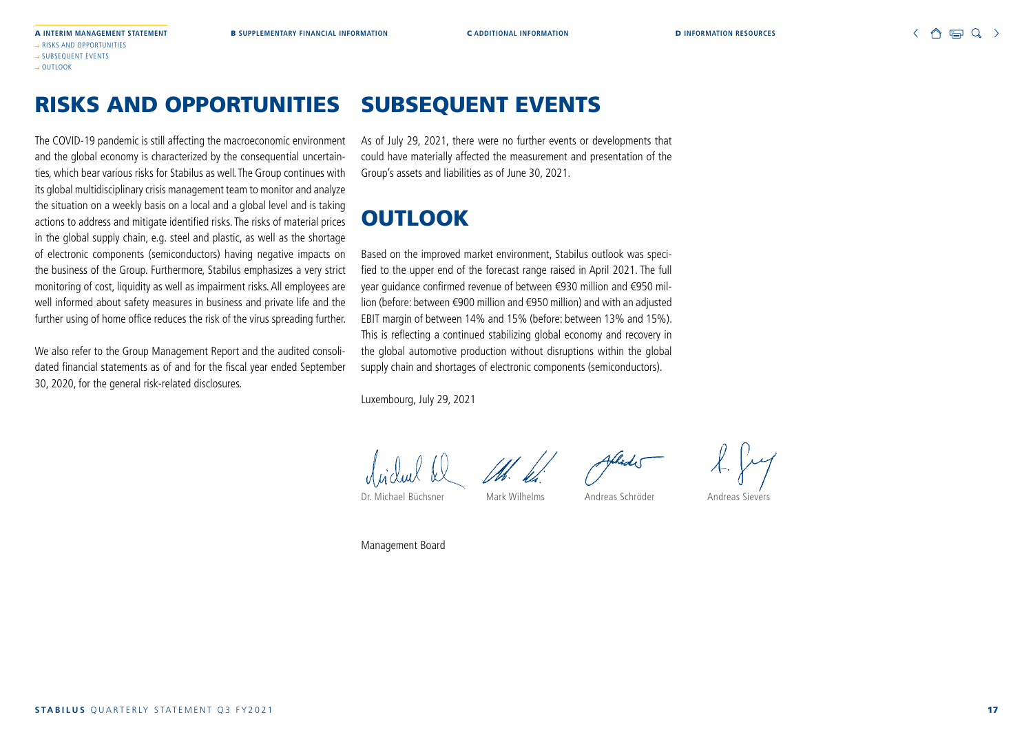# RISKS AND OPPORTUNITIES

The COVID-19 pandemic is still affecting the macroeconomic environment and the global economy is characterized by the consequential uncertainties, which bear various risks for Stabilus as well. The Group continues with its global multidisciplinary crisis management team to monitor and analyze the situation on a weekly basis on a local and a global level and is taking actions to address and mitigate identified risks. The risks of material prices in the global supply chain, e.g. steel and plastic, as well as the shortage of electronic components (semiconductors) having negative impacts on the business of the Group. Furthermore, Stabilus emphasizes a very strict monitoring of cost, liquidity as well as impairment risks. All employees are well informed about safety measures in business and private life and the further using of home office reduces the risk of the virus spreading further.

We also refer to the Group Management Report and the audited consolidated financial statements as of and for the fiscal year ended September 30, 2020, for the general risk-related disclosures.

# SUBSEQUENT EVENTS

As of July 29, 2021, there were no further events or developments that could have materially affected the measurement and presentation of the Group's assets and liabilities as of June 30, 2021.

# OUTLOOK

Based on the improved market environment, Stabilus outlook was specified to the upper end of the forecast range raised in April 2021. The full year guidance confirmed revenue of between €930 million and €950 million (before: between €900 million and €950 million) and with an adjusted EBIT margin of between 14% and 15% (before: between 13% and 15%). This is reflecting a continued stabilizing global economy and recovery in the global automotive production without disruptions within the global supply chain and shortages of electronic components (semiconductors).

Luxembourg, July 29, 2021

Dr. Michael Büchsner     Mark Wilhelms     Andreas Schröder     Andreas Sievers

Management Board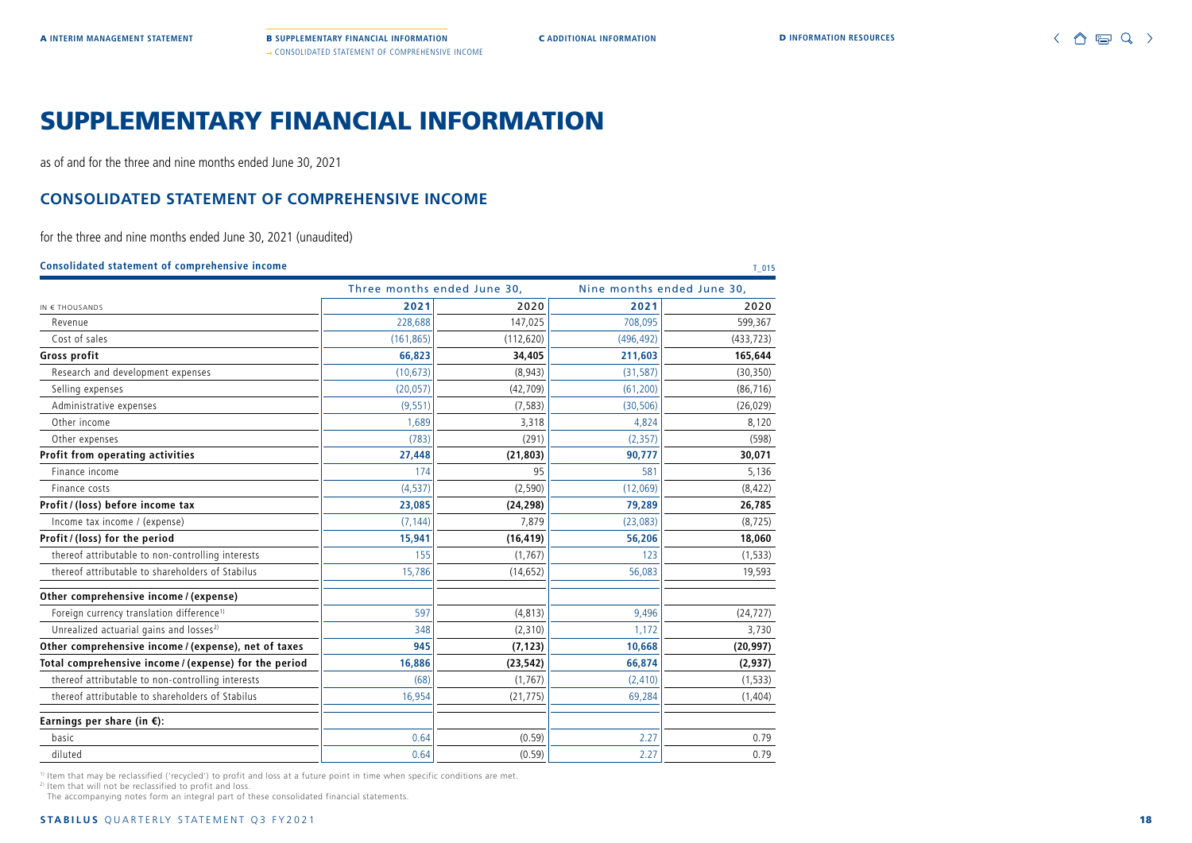# SUPPLEMENTARY FINANCIAL INFORMATION

as of and for the three and nine months ended June 30, 2021

## CONSOLIDATED STATEMENT OF COMPREHENSIVE INCOME

for the three and nine months ended June 30, 2021 (unaudited)

**Consolidated statement of comprehensive income** T_015

| | Three months ended June 30, | | Nine months ended June 30, | |
|---|---|---|---|---|
| IN € THOUSANDS | **2021** | 2020 | **2021** | 2020 |
| Revenue | 228,688 | 147,025 | 708,095 | 599,367 |
| Cost of sales | (161,865) | (112,620) | (496,492) | (433,723) |
| **Gross profit** | **66,823** | **34,405** | **211,603** | **165,644** |
| Research and development expenses | (10,673) | (8,943) | (31,587) | (30,350) |
| Selling expenses | (20,057) | (42,709) | (61,200) | (86,716) |
| Administrative expenses | (9,551) | (7,583) | (30,506) | (26,029) |
| Other income | 1,689 | 3,318 | 4,824 | 8,120 |
| Other expenses | (783) | (291) | (2,357) | (598) |
| **Profit from operating activities** | **27,448** | **(21,803)** | **90,777** | **30,071** |
| Finance income | 174 | 95 | 581 | 5,136 |
| Finance costs | (4,537) | (2,590) | (12,069) | (8,422) |
| **Profit / (loss) before income tax** | **23,085** | **(24,298)** | **79,289** | **26,785** |
| Income tax income / (expense) | (7,144) | 7,879 | (23,083) | (8,725) |
| **Profit / (loss) for the period** | **15,941** | **(16,419)** | **56,206** | **18,060** |
| thereof attributable to non-controlling interests | 155 | (1,767) | 123 | (1,533) |
| thereof attributable to shareholders of Stabilus | 15,786 | (14,652) | 56,083 | 19,593 |
| **Other comprehensive income / (expense)** | | | | |
| Foreign currency translation difference[1] | 597 | (4,813) | 9,496 | (24,727) |
| Unrealized actuarial gains and losses[2] | 348 | (2,310) | 1,172 | 3,730 |
| **Other comprehensive income / (expense), net of taxes** | **945** | **(7,123)** | **10,668** | **(20,997)** |
| **Total comprehensive income / (expense) for the period** | **16,886** | **(23,542)** | **66,874** | **(2,937)** |
| thereof attributable to non-controlling interests | (68) | (1,767) | (2,410) | (1,533) |
| thereof attributable to shareholders of Stabilus | 16,954 | (21,775) | 69,284 | (1,404) |
| **Earnings per share (in €):** | | | | |
| basic | 0.64 | (0.59) | 2.27 | 0.79 |
| diluted | 0.64 | (0.59) | 2.27 | 0.79 |

[1] Item that may be reclassified ('recycled') to profit and loss at a future point in time when specific conditions are met.
[2] Item that will not be reclassified to profit and loss.
The accompanying notes form an integral part of these consolidated financial statements.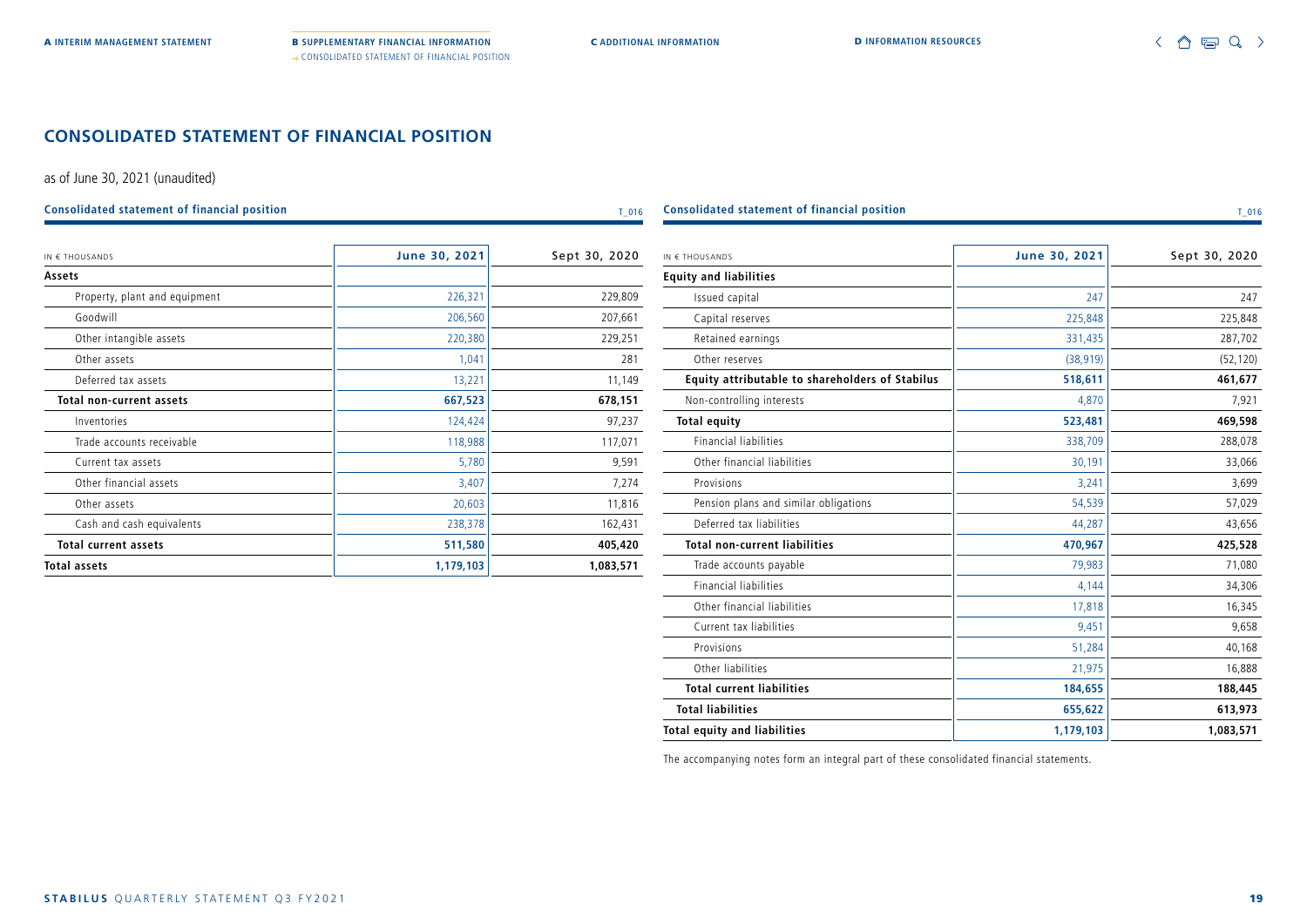# CONSOLIDATED STATEMENT OF FINANCIAL POSITION

as of June 30, 2021 (unaudited)

**Consolidated statement of financial position** T_016

| IN € THOUSANDS | June 30, 2021 | Sept 30, 2020 |
|---|---|---|
| **Assets** | | |
| Property, plant and equipment | 226,321 | 229,809 |
| Goodwill | 206,560 | 207,661 |
| Other intangible assets | 220,380 | 229,251 |
| Other assets | 1,041 | 281 |
| Deferred tax assets | 13,221 | 11,149 |
| **Total non-current assets** | **667,523** | **678,151** |
| Inventories | 124,424 | 97,237 |
| Trade accounts receivable | 118,988 | 117,071 |
| Current tax assets | 5,780 | 9,591 |
| Other financial assets | 3,407 | 7,274 |
| Other assets | 20,603 | 11,816 |
| Cash and cash equivalents | 238,378 | 162,431 |
| **Total current assets** | **511,580** | **405,420** |
| **Total assets** | **1,179,103** | **1,083,571** |

**Consolidated statement of financial position** T_016

| IN € THOUSANDS | June 30, 2021 | Sept 30, 2020 |
|---|---|---|
| **Equity and liabilities** | | |
| Issued capital | 247 | 247 |
| Capital reserves | 225,848 | 225,848 |
| Retained earnings | 331,435 | 287,702 |
| Other reserves | (38,919) | (52,120) |
| **Equity attributable to shareholders of Stabilus** | **518,611** | **461,677** |
| Non-controlling interests | 4,870 | 7,921 |
| **Total equity** | **523,481** | **469,598** |
| Financial liabilities | 338,709 | 288,078 |
| Other financial liabilities | 30,191 | 33,066 |
| Provisions | 3,241 | 3,699 |
| Pension plans and similar obligations | 54,539 | 57,029 |
| Deferred tax liabilities | 44,287 | 43,656 |
| **Total non-current liabilities** | **470,967** | **425,528** |
| Trade accounts payable | 79,983 | 71,080 |
| Financial liabilities | 4,144 | 34,306 |
| Other financial liabilities | 17,818 | 16,345 |
| Current tax liabilities | 9,451 | 9,658 |
| Provisions | 51,284 | 40,168 |
| Other liabilities | 21,975 | 16,888 |
| **Total current liabilities** | **184,655** | **188,445** |
| **Total liabilities** | **655,622** | **613,973** |
| **Total equity and liabilities** | **1,179,103** | **1,083,571** |

The accompanying notes form an integral part of these consolidated financial statements.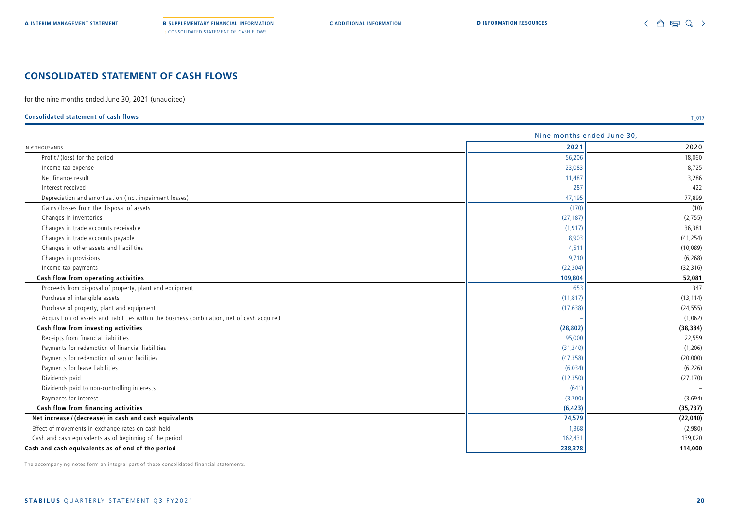# CONSOLIDATED STATEMENT OF CASH FLOWS

for the nine months ended June 30, 2021 (unaudited)

**Consolidated statement of cash flows**

T_017

| IN € THOUSANDS | Nine months ended June 30, 2021 | 2020 |
|---|---|---|
| Profit / (loss) for the period | 56,206 | 18,060 |
| Income tax expense | 23,083 | 8,725 |
| Net finance result | 11,487 | 3,286 |
| Interest received | 287 | 422 |
| Depreciation and amortization (incl. impairment losses) | 47,195 | 77,899 |
| Gains / losses from the disposal of assets | (170) | (10) |
| Changes in inventories | (27,187) | (2,755) |
| Changes in trade accounts receivable | (1,917) | 36,381 |
| Changes in trade accounts payable | 8,903 | (41,254) |
| Changes in other assets and liabilities | 4,511 | (10,089) |
| Changes in provisions | 9,710 | (6,268) |
| Income tax payments | (22,304) | (32,316) |
| **Cash flow from operating activities** | **109,804** | **52,081** |
| Proceeds from disposal of property, plant and equipment | 653 | 347 |
| Purchase of intangible assets | (11,817) | (13,114) |
| Purchase of property, plant and equipment | (17,638) | (24,555) |
| Acquisition of assets and liabilities within the business combination, net of cash acquired | – | (1,062) |
| **Cash flow from investing activities** | **(28,802)** | **(38,384)** |
| Receipts from financial liabilities | 95,000 | 22,559 |
| Payments for redemption of financial liabilities | (31,340) | (1,206) |
| Payments for redemption of senior facilities | (47,358) | (20,000) |
| Payments for lease liabilities | (6,034) | (6,226) |
| Dividends paid | (12,350) | (27,170) |
| Dividends paid to non-controlling interests | (641) | – |
| Payments for interest | (3,700) | (3,694) |
| **Cash flow from financing activities** | **(6,423)** | **(35,737)** |
| **Net increase / (decrease) in cash and cash equivalents** | **74,579** | **(22,040)** |
| Effect of movements in exchange rates on cash held | 1,368 | (2,980) |
| Cash and cash equivalents as of beginning of the period | 162,431 | 139,020 |
| **Cash and cash equivalents as of end of the period** | **238,378** | **114,000** |

The accompanying notes form an integral part of these consolidated financial statements.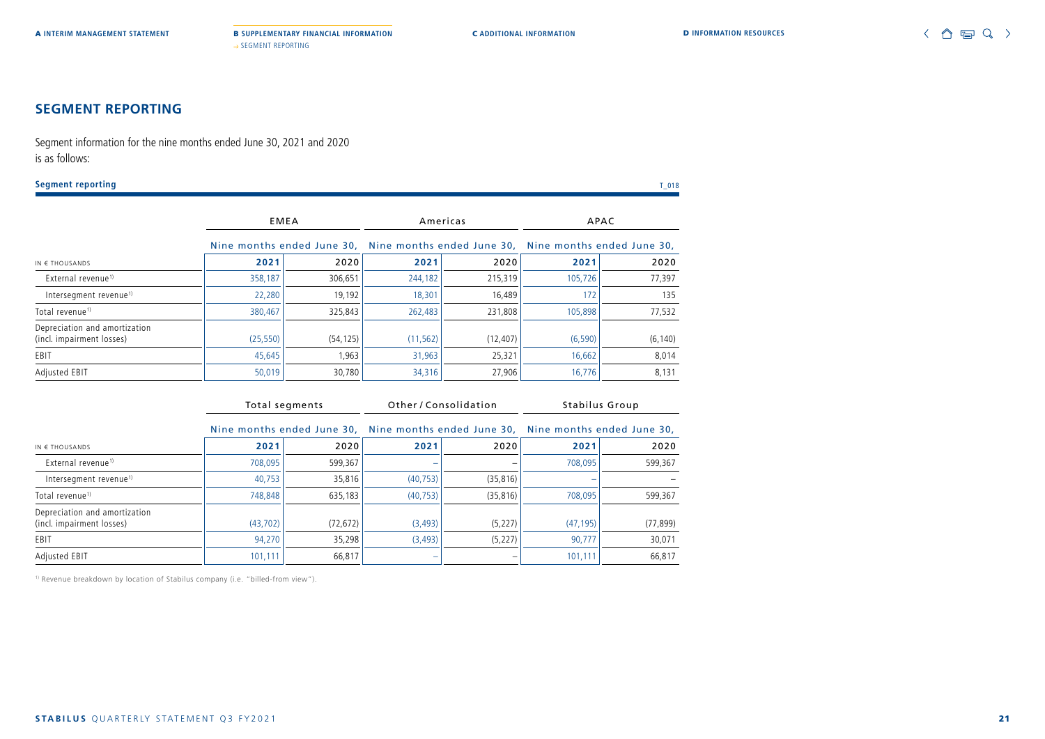## SEGMENT REPORTING

Segment information for the nine months ended June 30, 2021 and 2020 is as follows:

**Segment reporting**

T_018

| IN € THOUSANDS | EMEA | | Americas | | APAC | |
|---|---|---|---|---|---|---|
| | Nine months ended June 30, | | Nine months ended June 30, | | Nine months ended June 30, | |
| | **2021** | 2020 | **2021** | 2020 | **2021** | 2020 |
| External revenue[1] | 358,187 | 306,651 | 244,182 | 215,319 | 105,726 | 77,397 |
| Intersegment revenue[1] | 22,280 | 19,192 | 18,301 | 16,489 | 172 | 135 |
| Total revenue[1] | 380,467 | 325,843 | 262,483 | 231,808 | 105,898 | 77,532 |
| Depreciation and amortization (incl. impairment losses) | (25,550) | (54,125) | (11,562) | (12,407) | (6,590) | (6,140) |
| EBIT | 45,645 | 1,963 | 31,963 | 25,321 | 16,662 | 8,014 |
| Adjusted EBIT | 50,019 | 30,780 | 34,316 | 27,906 | 16,776 | 8,131 |

| IN € THOUSANDS | Total segments | | Other / Consolidation | | Stabilus Group | |
|---|---|---|---|---|---|---|
| | Nine months ended June 30, | | Nine months ended June 30, | | Nine months ended June 30, | |
| | **2021** | 2020 | **2021** | 2020 | **2021** | 2020 |
| External revenue[1] | 708,095 | 599,367 | – | – | 708,095 | 599,367 |
| Intersegment revenue[1] | 40,753 | 35,816 | (40,753) | (35,816) | – | – |
| Total revenue[1] | 748,848 | 635,183 | (40,753) | (35,816) | 708,095 | 599,367 |
| Depreciation and amortization (incl. impairment losses) | (43,702) | (72,672) | (3,493) | (5,227) | (47,195) | (77,899) |
| EBIT | 94,270 | 35,298 | (3,493) | (5,227) | 90,777 | 30,071 |
| Adjusted EBIT | 101,111 | 66,817 | – | – | 101,111 | 66,817 |

[1] Revenue breakdown by location of Stabilus company (i.e. "billed-from view").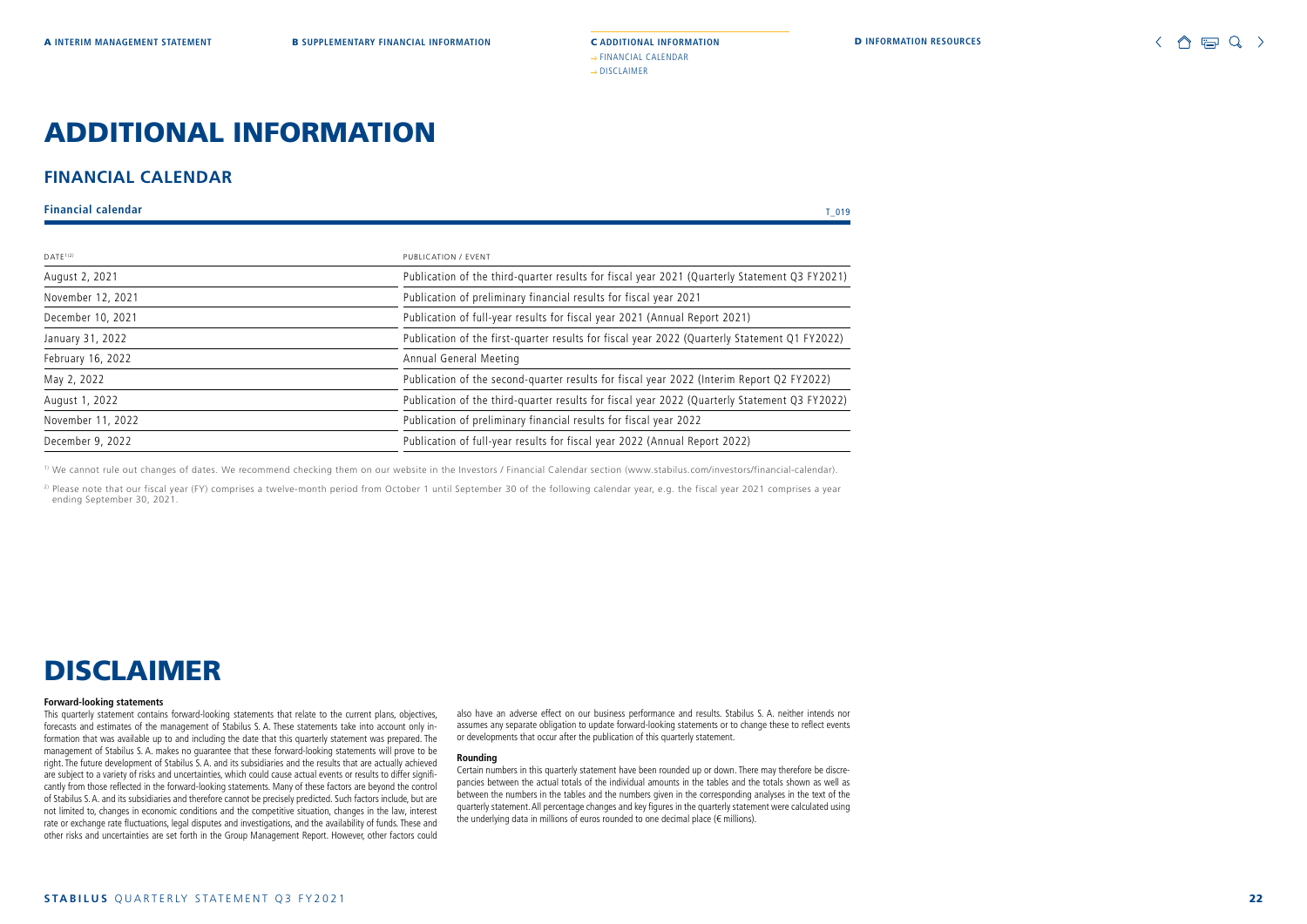# ADDITIONAL INFORMATION

## FINANCIAL CALENDAR

**Financial calendar** T_019

| DATE[1)2)] | PUBLICATION / EVENT |
|---|---|
| August 2, 2021 | Publication of the third-quarter results for fiscal year 2021 (Quarterly Statement Q3 FY2021) |
| November 12, 2021 | Publication of preliminary financial results for fiscal year 2021 |
| December 10, 2021 | Publication of full-year results for fiscal year 2021 (Annual Report 2021) |
| January 31, 2022 | Publication of the first-quarter results for fiscal year 2022 (Quarterly Statement Q1 FY2022) |
| February 16, 2022 | Annual General Meeting |
| May 2, 2022 | Publication of the second-quarter results for fiscal year 2022 (Interim Report Q2 FY2022) |
| August 1, 2022 | Publication of the third-quarter results for fiscal year 2022 (Quarterly Statement Q3 FY2022) |
| November 11, 2022 | Publication of preliminary financial results for fiscal year 2022 |
| December 9, 2022 | Publication of full-year results for fiscal year 2022 (Annual Report 2022) |

[1)] We cannot rule out changes of dates. We recommend checking them on our website in the Investors / Financial Calendar section (www.stabilus.com/investors/financial-calendar).

[2)] Please note that our fiscal year (FY) comprises a twelve-month period from October 1 until September 30 of the following calendar year, e.g. the fiscal year 2021 comprises a year ending September 30, 2021.

# DISCLAIMER

**Forward-looking statements**

This quarterly statement contains forward-looking statements that relate to the current plans, objectives, forecasts and estimates of the management of Stabilus S. A. These statements take into account only information that was available up to and including the date that this quarterly statement was prepared. The management of Stabilus S. A. makes no guarantee that these forward-looking statements will prove to be right. The future development of Stabilus S. A. and its subsidiaries and the results that are actually achieved are subject to a variety of risks and uncertainties, which could cause actual events or results to differ significantly from those reflected in the forward-looking statements. Many of these factors are beyond the control of Stabilus S. A. and its subsidiaries and therefore cannot be precisely predicted. Such factors include, but are not limited to, changes in economic conditions and the competitive situation, changes in the law, interest rate or exchange rate fluctuations, legal disputes and investigations, and the availability of funds. These and other risks and uncertainties are set forth in the Group Management Report. However, other factors could also have an adverse effect on our business performance and results. Stabilus S. A. neither intends nor assumes any separate obligation to update forward-looking statements or to change these to reflect events or developments that occur after the publication of this quarterly statement.

**Rounding**

Certain numbers in this quarterly statement have been rounded up or down. There may therefore be discrepancies between the actual totals of the individual amounts in the tables and the totals shown as well as between the numbers in the tables and the numbers given in the corresponding analyses in the text of the quarterly statement. All percentage changes and key figures in the quarterly statement were calculated using the underlying data in millions of euros rounded to one decimal place (€ millions).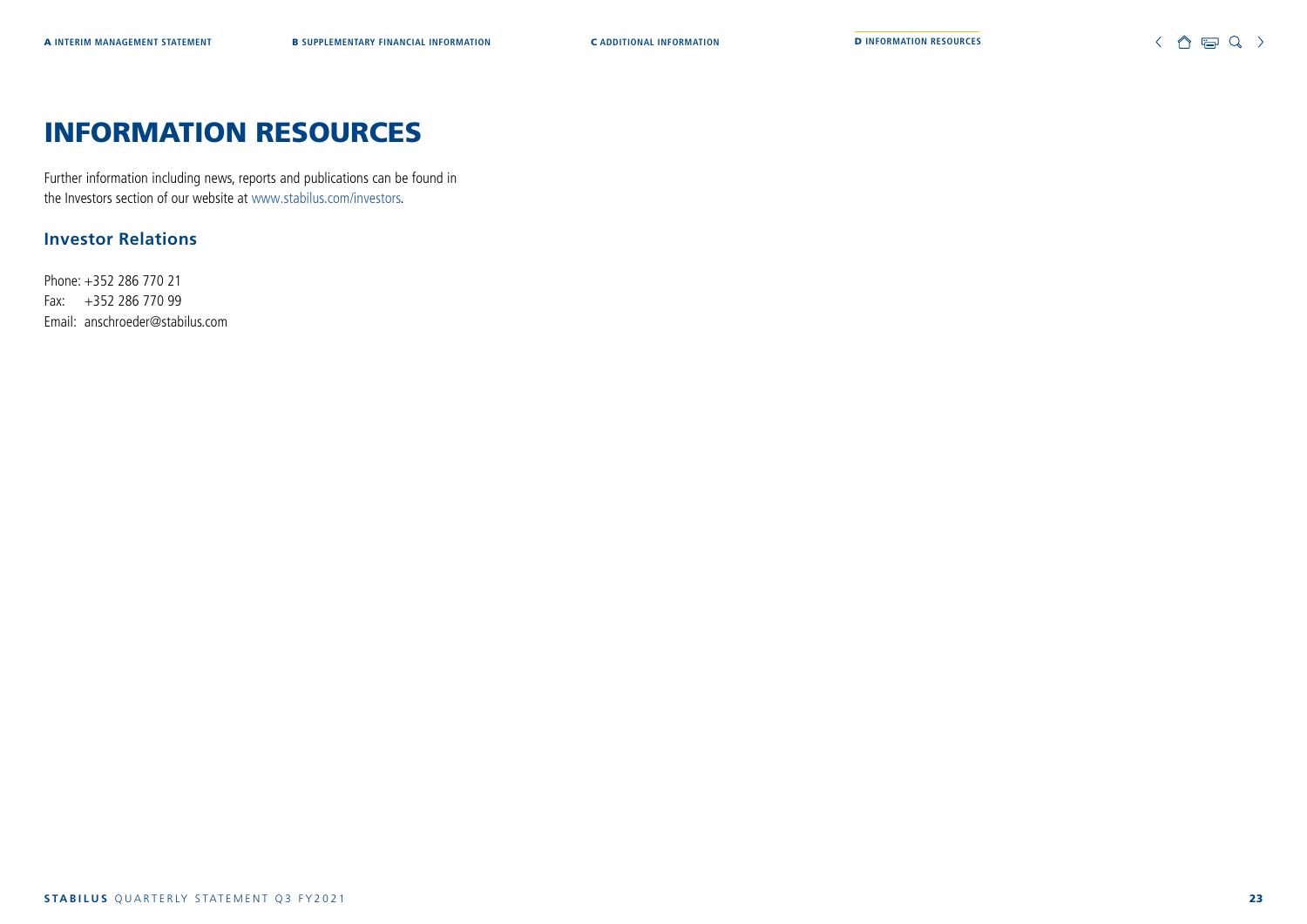# INFORMATION RESOURCES

Further information including news, reports and publications can be found in the Investors section of our website at www.stabilus.com/investors.

## Investor Relations

Phone: +352 286 770 21
Fax: +352 286 770 99
Email: anschroeder@stabilus.com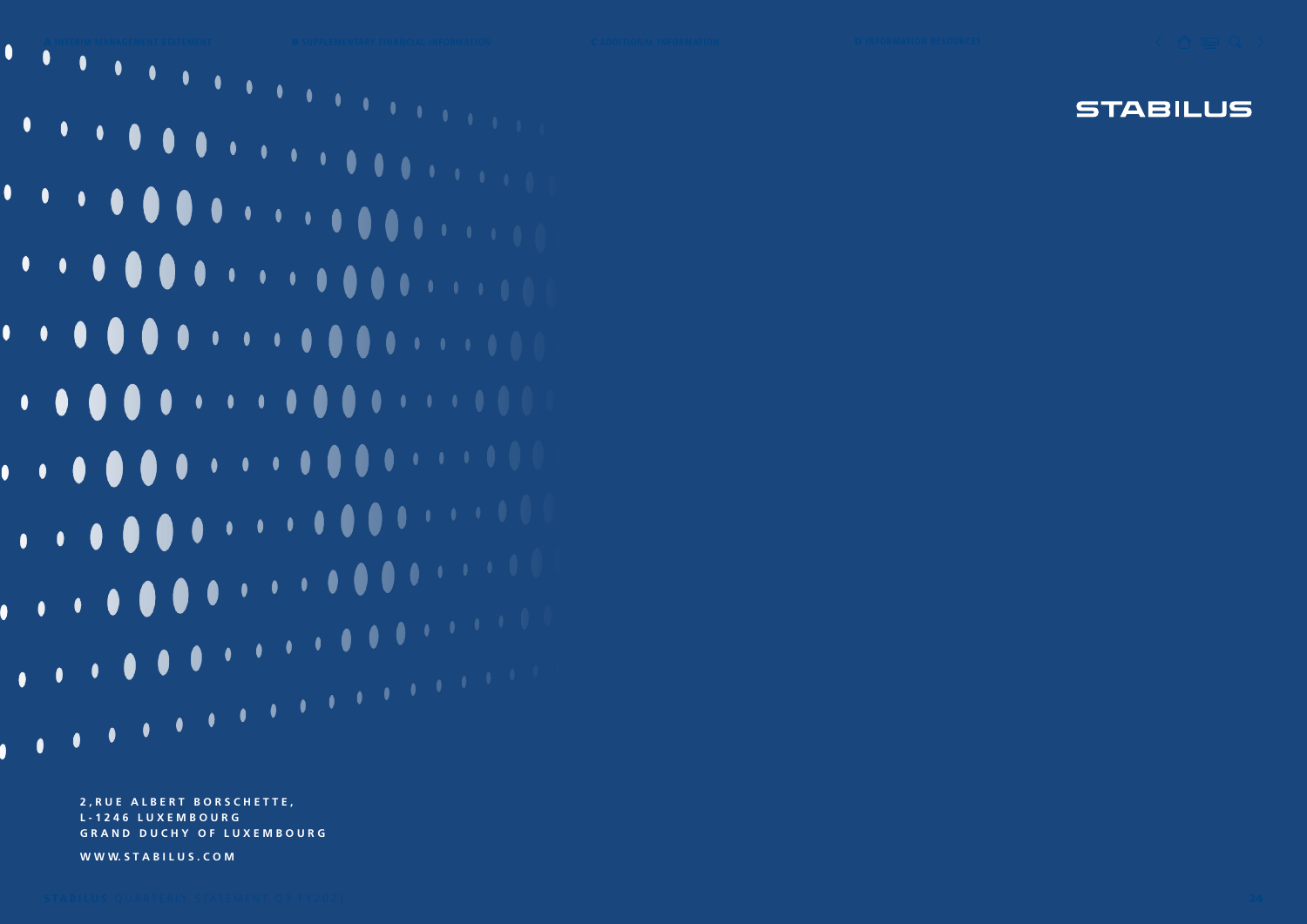STABILUS

2,RUE ALBERT BORSCHETTE,
L-1246 LUXEMBOURG
GRAND DUCHY OF LUXEMBOURG

WWW.STABILUS.COM